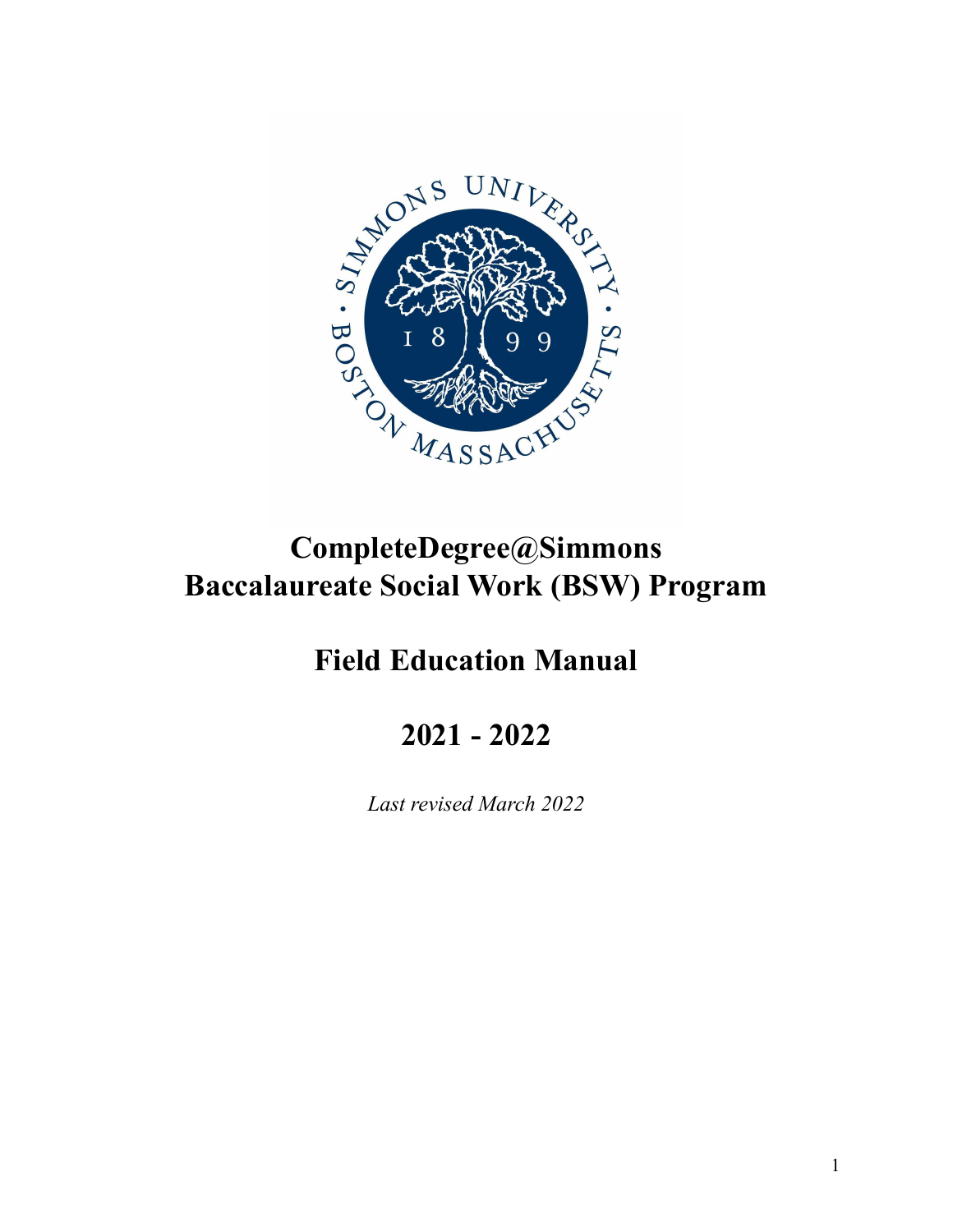# CompleteDegree@Simmons
# Baccalaureate Social Work (BSW) Program

## Field Education Manual

## 2021 - 2022

*Last revised March 2022*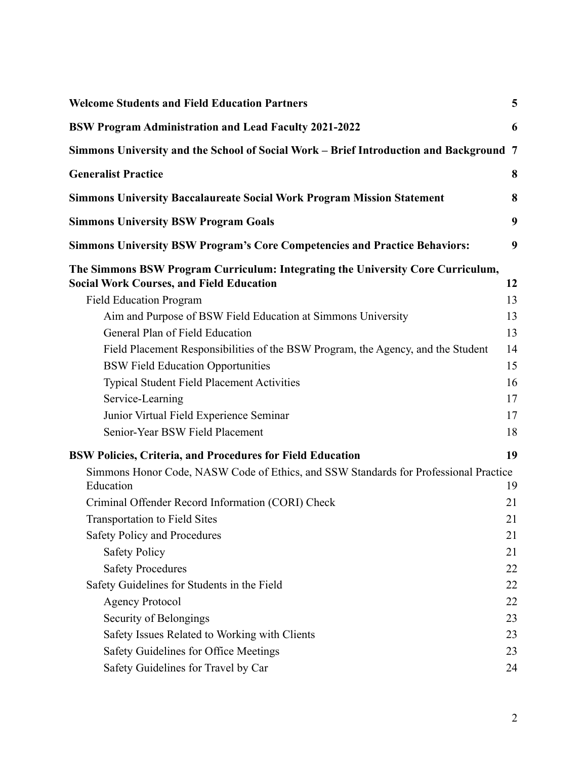**Welcome Students and Field Education Partners** 5

**BSW Program Administration and Lead Faculty 2021-2022** 6

**Simmons University and the School of Social Work – Brief Introduction and Background** 7

**Generalist Practice** 8

**Simmons University Baccalaureate Social Work Program Mission Statement** 8

**Simmons University BSW Program Goals** 9

**Simmons University BSW Program's Core Competencies and Practice Behaviors:** 9

**The Simmons BSW Program Curriculum: Integrating the University Core Curriculum, Social Work Courses, and Field Education** 12

- Field Education Program 13
  - Aim and Purpose of BSW Field Education at Simmons University 13
  - General Plan of Field Education 13
  - Field Placement Responsibilities of the BSW Program, the Agency, and the Student 14
  - BSW Field Education Opportunities 15
  - Typical Student Field Placement Activities 16
  - Service-Learning 17
  - Junior Virtual Field Experience Seminar 17
  - Senior-Year BSW Field Placement 18

**BSW Policies, Criteria, and Procedures for Field Education** 19

- Simmons Honor Code, NASW Code of Ethics, and SSW Standards for Professional Practice Education 19
- Criminal Offender Record Information (CORI) Check 21
- Transportation to Field Sites 21
- Safety Policy and Procedures 21
  - Safety Policy 21
  - Safety Procedures 22
- Safety Guidelines for Students in the Field 22
  - Agency Protocol 22
  - Security of Belongings 23
  - Safety Issues Related to Working with Clients 23
  - Safety Guidelines for Office Meetings 23
  - Safety Guidelines for Travel by Car 24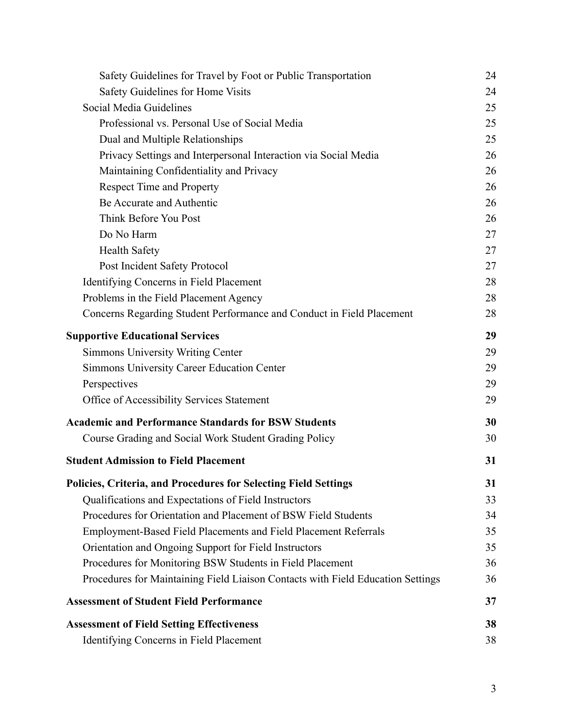- Safety Guidelines for Travel by Foot or Public Transportation ... 24
- Safety Guidelines for Home Visits ... 24
- Social Media Guidelines ... 25
    - Professional vs. Personal Use of Social Media ... 25
    - Dual and Multiple Relationships ... 25
    - Privacy Settings and Interpersonal Interaction via Social Media ... 26
    - Maintaining Confidentiality and Privacy ... 26
    - Respect Time and Property ... 26
    - Be Accurate and Authentic ... 26
    - Think Before You Post ... 26
    - Do No Harm ... 27
    - Health Safety ... 27
    - Post Incident Safety Protocol ... 27
- Identifying Concerns in Field Placement ... 28
- Problems in the Field Placement Agency ... 28
- Concerns Regarding Student Performance and Conduct in Field Placement ... 28

**Supportive Educational Services ... 29**

- Simmons University Writing Center ... 29
- Simmons University Career Education Center ... 29
- Perspectives ... 29
- Office of Accessibility Services Statement ... 29

**Academic and Performance Standards for BSW Students ... 30**

- Course Grading and Social Work Student Grading Policy ... 30

**Student Admission to Field Placement ... 31**

**Policies, Criteria, and Procedures for Selecting Field Settings ... 31**

- Qualifications and Expectations of Field Instructors ... 33
- Procedures for Orientation and Placement of BSW Field Students ... 34
- Employment-Based Field Placements and Field Placement Referrals ... 35
- Orientation and Ongoing Support for Field Instructors ... 35
- Procedures for Monitoring BSW Students in Field Placement ... 36
- Procedures for Maintaining Field Liaison Contacts with Field Education Settings ... 36

**Assessment of Student Field Performance ... 37**

**Assessment of Field Setting Effectiveness ... 38**

- Identifying Concerns in Field Placement ... 38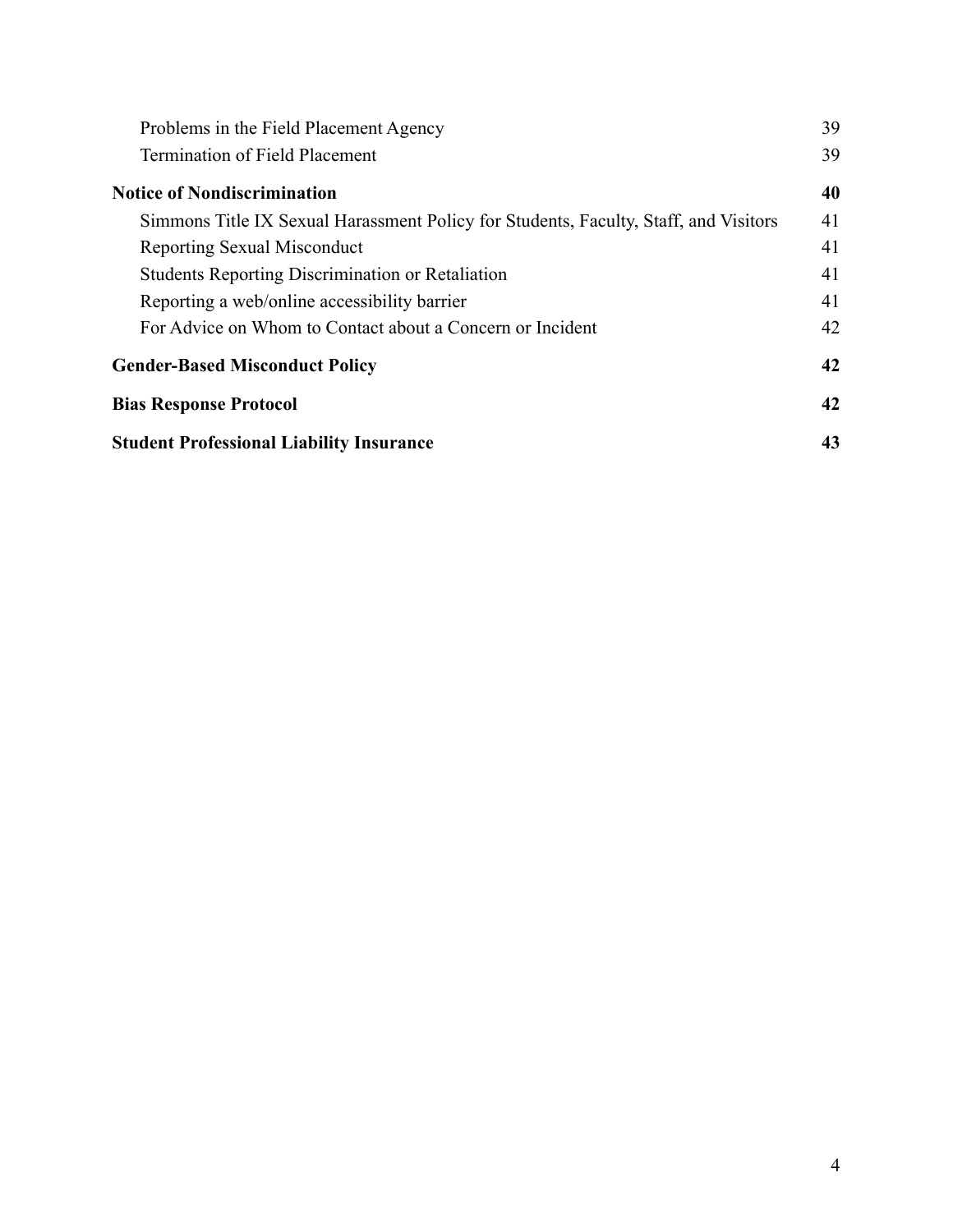Problems in the Field Placement Agency 39
Termination of Field Placement 39

**Notice of Nondiscrimination 40**

Simmons Title IX Sexual Harassment Policy for Students, Faculty, Staff, and Visitors 41
Reporting Sexual Misconduct 41
Students Reporting Discrimination or Retaliation 41
Reporting a web/online accessibility barrier 41
For Advice on Whom to Contact about a Concern or Incident 42

**Gender-Based Misconduct Policy 42**

**Bias Response Protocol 42**

**Student Professional Liability Insurance 43**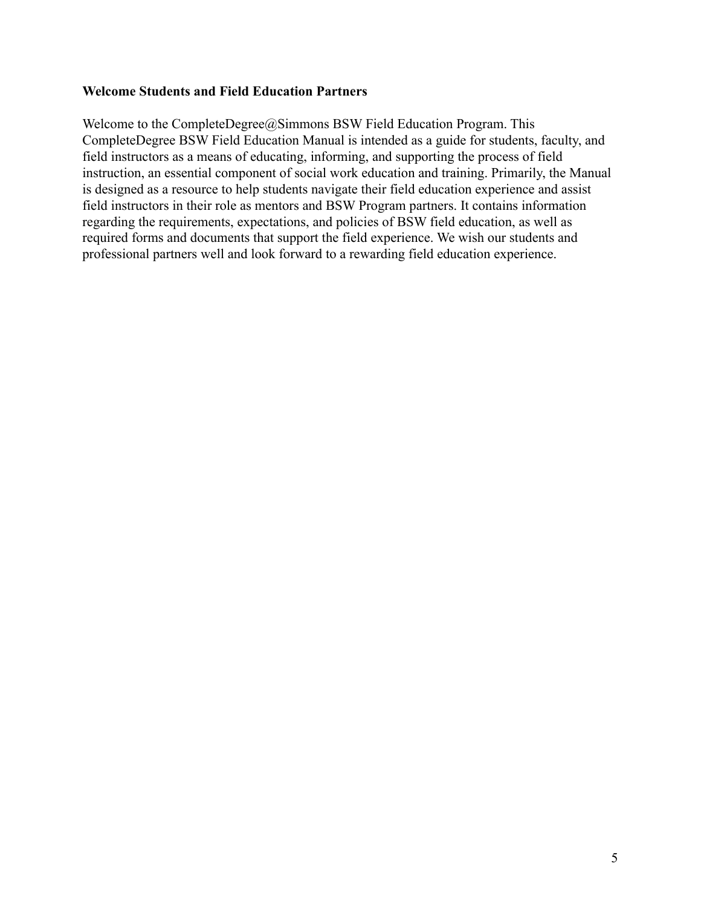**Welcome Students and Field Education Partners**

Welcome to the CompleteDegree@Simmons BSW Field Education Program. This CompleteDegree BSW Field Education Manual is intended as a guide for students, faculty, and field instructors as a means of educating, informing, and supporting the process of field instruction, an essential component of social work education and training. Primarily, the Manual is designed as a resource to help students navigate their field education experience and assist field instructors in their role as mentors and BSW Program partners. It contains information regarding the requirements, expectations, and policies of BSW field education, as well as required forms and documents that support the field experience. We wish our students and professional partners well and look forward to a rewarding field education experience.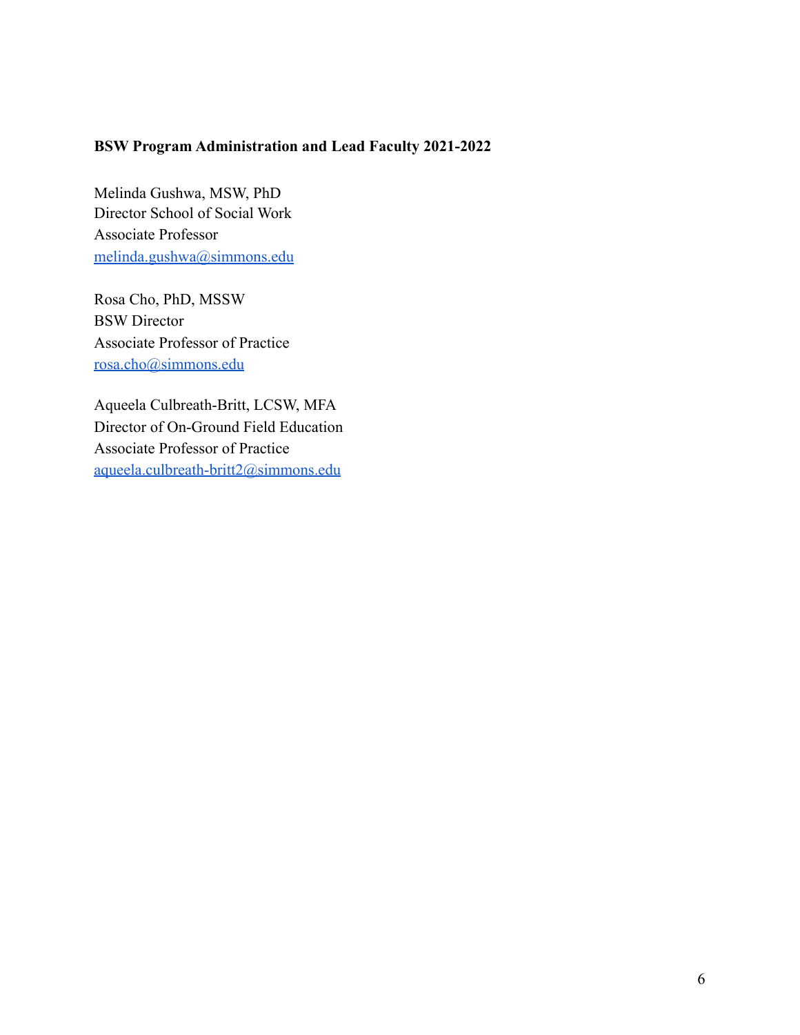**BSW Program Administration and Lead Faculty 2021-2022**

Melinda Gushwa, MSW, PhD
Director School of Social Work
Associate Professor
melinda.gushwa@simmons.edu

Rosa Cho, PhD, MSSW
BSW Director
Associate Professor of Practice
rosa.cho@simmons.edu

Aqueela Culbreath-Britt, LCSW, MFA
Director of On-Ground Field Education
Associate Professor of Practice
aqueela.culbreath-britt2@simmons.edu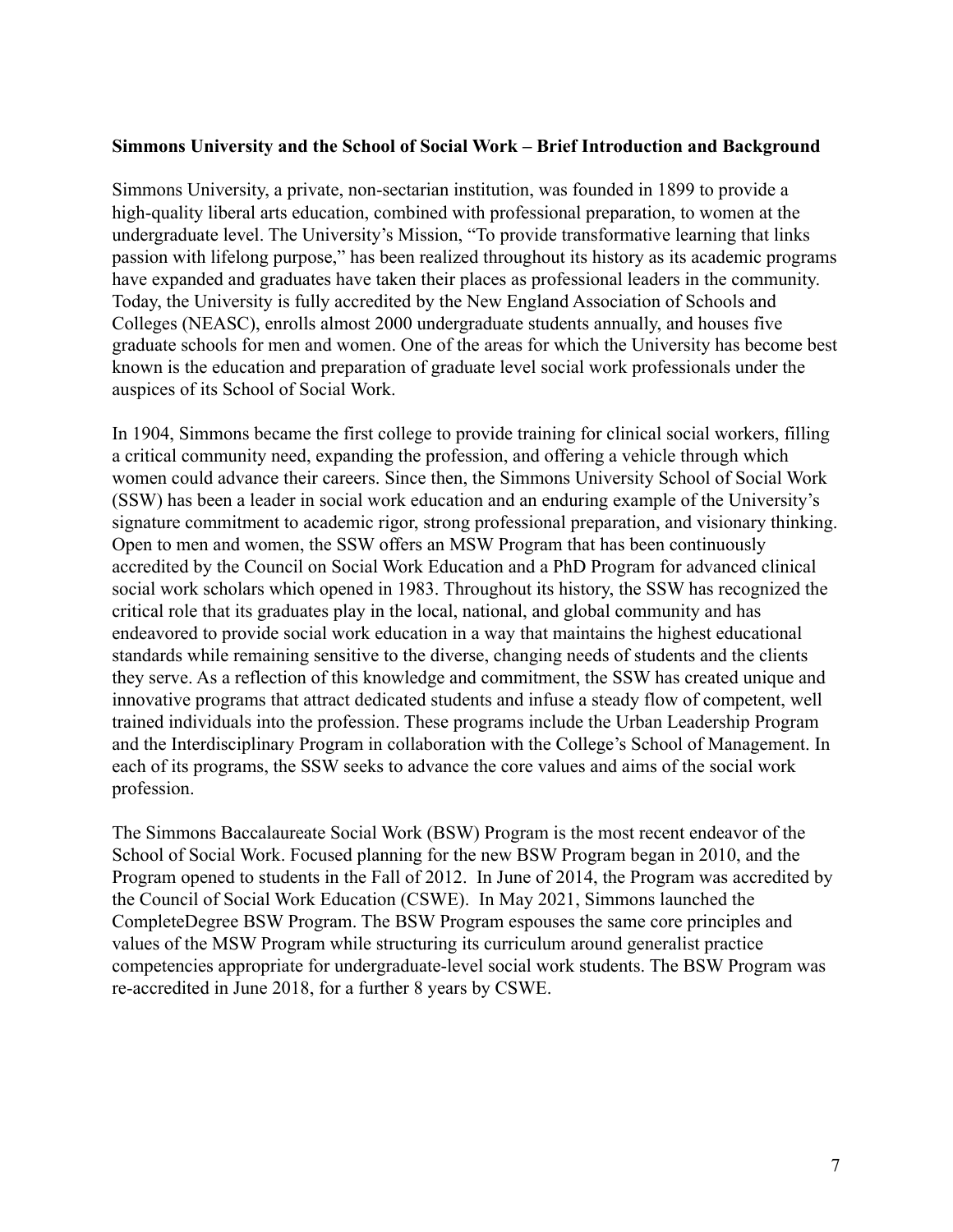**Simmons University and the School of Social Work – Brief Introduction and Background**

Simmons University, a private, non-sectarian institution, was founded in 1899 to provide a high-quality liberal arts education, combined with professional preparation, to women at the undergraduate level. The University's Mission, "To provide transformative learning that links passion with lifelong purpose," has been realized throughout its history as its academic programs have expanded and graduates have taken their places as professional leaders in the community. Today, the University is fully accredited by the New England Association of Schools and Colleges (NEASC), enrolls almost 2000 undergraduate students annually, and houses five graduate schools for men and women. One of the areas for which the University has become best known is the education and preparation of graduate level social work professionals under the auspices of its School of Social Work.

In 1904, Simmons became the first college to provide training for clinical social workers, filling a critical community need, expanding the profession, and offering a vehicle through which women could advance their careers. Since then, the Simmons University School of Social Work (SSW) has been a leader in social work education and an enduring example of the University's signature commitment to academic rigor, strong professional preparation, and visionary thinking. Open to men and women, the SSW offers an MSW Program that has been continuously accredited by the Council on Social Work Education and a PhD Program for advanced clinical social work scholars which opened in 1983. Throughout its history, the SSW has recognized the critical role that its graduates play in the local, national, and global community and has endeavored to provide social work education in a way that maintains the highest educational standards while remaining sensitive to the diverse, changing needs of students and the clients they serve. As a reflection of this knowledge and commitment, the SSW has created unique and innovative programs that attract dedicated students and infuse a steady flow of competent, well trained individuals into the profession. These programs include the Urban Leadership Program and the Interdisciplinary Program in collaboration with the College's School of Management. In each of its programs, the SSW seeks to advance the core values and aims of the social work profession.

The Simmons Baccalaureate Social Work (BSW) Program is the most recent endeavor of the School of Social Work. Focused planning for the new BSW Program began in 2010, and the Program opened to students in the Fall of 2012. In June of 2014, the Program was accredited by the Council of Social Work Education (CSWE). In May 2021, Simmons launched the CompleteDegree BSW Program. The BSW Program espouses the same core principles and values of the MSW Program while structuring its curriculum around generalist practice competencies appropriate for undergraduate-level social work students. The BSW Program was re-accredited in June 2018, for a further 8 years by CSWE.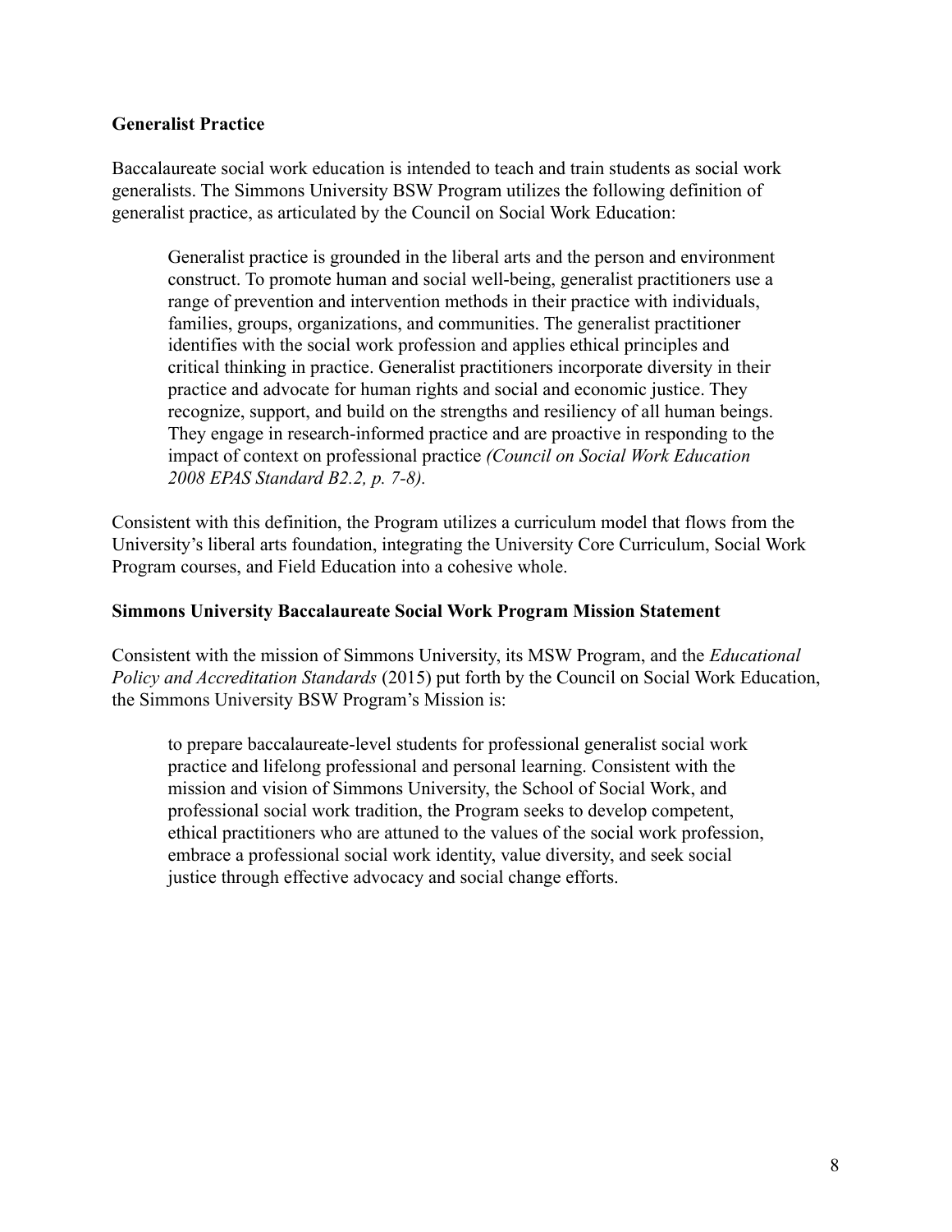**Generalist Practice**

Baccalaureate social work education is intended to teach and train students as social work generalists. The Simmons University BSW Program utilizes the following definition of generalist practice, as articulated by the Council on Social Work Education:

> Generalist practice is grounded in the liberal arts and the person and environment construct. To promote human and social well-being, generalist practitioners use a range of prevention and intervention methods in their practice with individuals, families, groups, organizations, and communities. The generalist practitioner identifies with the social work profession and applies ethical principles and critical thinking in practice. Generalist practitioners incorporate diversity in their practice and advocate for human rights and social and economic justice. They recognize, support, and build on the strengths and resiliency of all human beings. They engage in research-informed practice and are proactive in responding to the impact of context on professional practice *(Council on Social Work Education 2008 EPAS Standard B2.2, p. 7-8).*

Consistent with this definition, the Program utilizes a curriculum model that flows from the University's liberal arts foundation, integrating the University Core Curriculum, Social Work Program courses, and Field Education into a cohesive whole.

**Simmons University Baccalaureate Social Work Program Mission Statement**

Consistent with the mission of Simmons University, its MSW Program, and the *Educational Policy and Accreditation Standards* (2015) put forth by the Council on Social Work Education, the Simmons University BSW Program's Mission is:

> to prepare baccalaureate-level students for professional generalist social work practice and lifelong professional and personal learning. Consistent with the mission and vision of Simmons University, the School of Social Work, and professional social work tradition, the Program seeks to develop competent, ethical practitioners who are attuned to the values of the social work profession, embrace a professional social work identity, value diversity, and seek social justice through effective advocacy and social change efforts.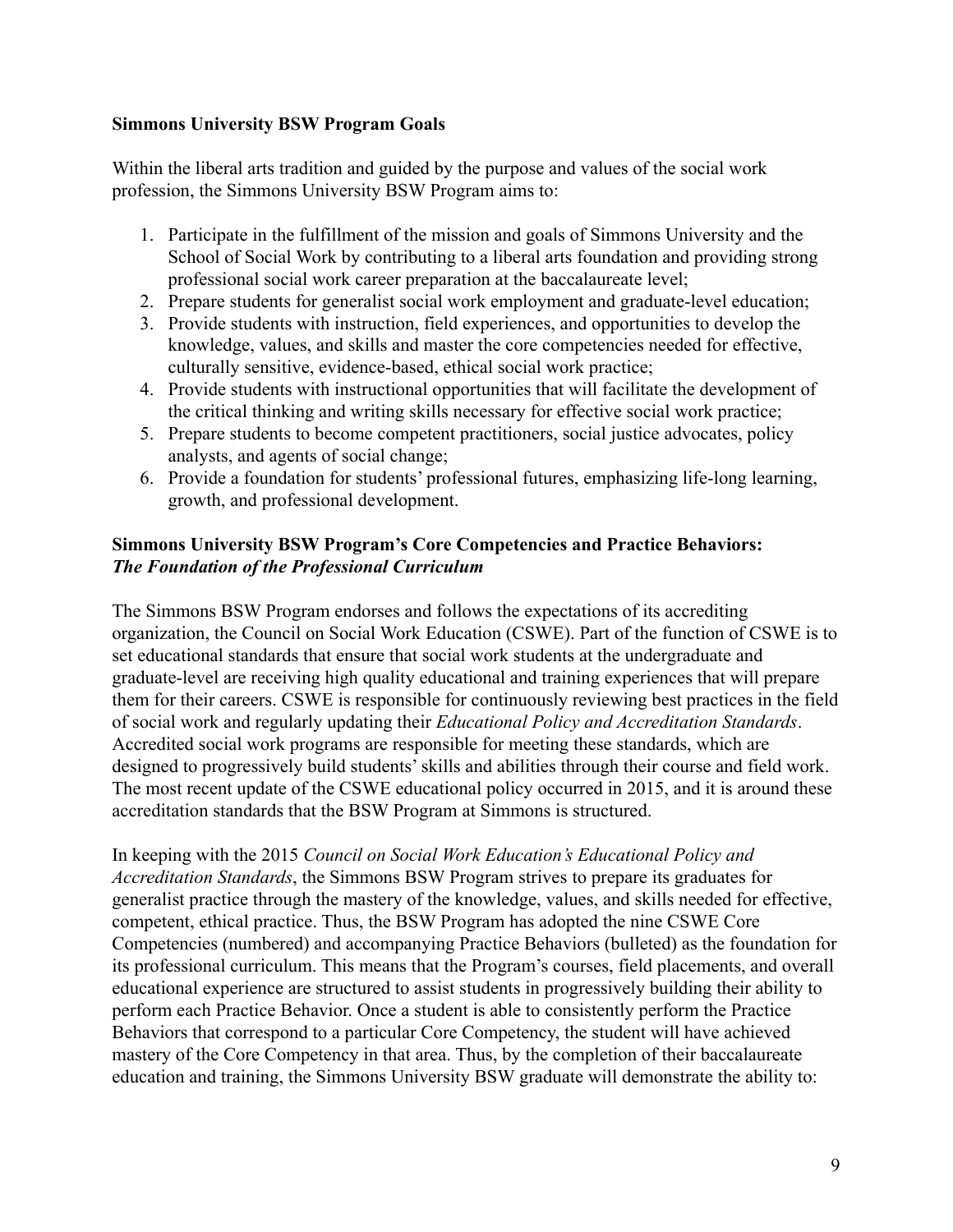**Simmons University BSW Program Goals**

Within the liberal arts tradition and guided by the purpose and values of the social work profession, the Simmons University BSW Program aims to:

1. Participate in the fulfillment of the mission and goals of Simmons University and the School of Social Work by contributing to a liberal arts foundation and providing strong professional social work career preparation at the baccalaureate level;
2. Prepare students for generalist social work employment and graduate-level education;
3. Provide students with instruction, field experiences, and opportunities to develop the knowledge, values, and skills and master the core competencies needed for effective, culturally sensitive, evidence-based, ethical social work practice;
4. Provide students with instructional opportunities that will facilitate the development of the critical thinking and writing skills necessary for effective social work practice;
5. Prepare students to become competent practitioners, social justice advocates, policy analysts, and agents of social change;
6. Provide a foundation for students' professional futures, emphasizing life-long learning, growth, and professional development.

**Simmons University BSW Program's Core Competencies and Practice Behaviors:**
***The Foundation of the Professional Curriculum***

The Simmons BSW Program endorses and follows the expectations of its accrediting organization, the Council on Social Work Education (CSWE). Part of the function of CSWE is to set educational standards that ensure that social work students at the undergraduate and graduate-level are receiving high quality educational and training experiences that will prepare them for their careers. CSWE is responsible for continuously reviewing best practices in the field of social work and regularly updating their *Educational Policy and Accreditation Standards*. Accredited social work programs are responsible for meeting these standards, which are designed to progressively build students' skills and abilities through their course and field work. The most recent update of the CSWE educational policy occurred in 2015, and it is around these accreditation standards that the BSW Program at Simmons is structured.

In keeping with the 2015 *Council on Social Work Education's Educational Policy and Accreditation Standards*, the Simmons BSW Program strives to prepare its graduates for generalist practice through the mastery of the knowledge, values, and skills needed for effective, competent, ethical practice. Thus, the BSW Program has adopted the nine CSWE Core Competencies (numbered) and accompanying Practice Behaviors (bulleted) as the foundation for its professional curriculum. This means that the Program's courses, field placements, and overall educational experience are structured to assist students in progressively building their ability to perform each Practice Behavior. Once a student is able to consistently perform the Practice Behaviors that correspond to a particular Core Competency, the student will have achieved mastery of the Core Competency in that area. Thus, by the completion of their baccalaureate education and training, the Simmons University BSW graduate will demonstrate the ability to: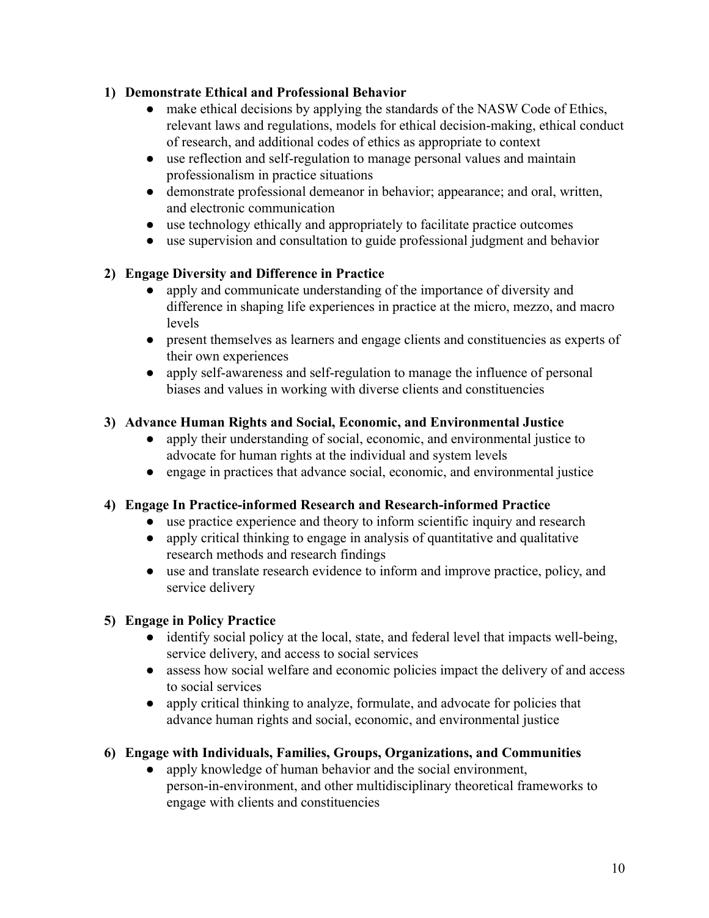1) **Demonstrate Ethical and Professional Behavior**
   - make ethical decisions by applying the standards of the NASW Code of Ethics, relevant laws and regulations, models for ethical decision-making, ethical conduct of research, and additional codes of ethics as appropriate to context
   - use reflection and self-regulation to manage personal values and maintain professionalism in practice situations
   - demonstrate professional demeanor in behavior; appearance; and oral, written, and electronic communication
   - use technology ethically and appropriately to facilitate practice outcomes
   - use supervision and consultation to guide professional judgment and behavior

2) **Engage Diversity and Difference in Practice**
   - apply and communicate understanding of the importance of diversity and difference in shaping life experiences in practice at the micro, mezzo, and macro levels
   - present themselves as learners and engage clients and constituencies as experts of their own experiences
   - apply self-awareness and self-regulation to manage the influence of personal biases and values in working with diverse clients and constituencies

3) **Advance Human Rights and Social, Economic, and Environmental Justice**
   - apply their understanding of social, economic, and environmental justice to advocate for human rights at the individual and system levels
   - engage in practices that advance social, economic, and environmental justice

4) **Engage In Practice-informed Research and Research-informed Practice**
   - use practice experience and theory to inform scientific inquiry and research
   - apply critical thinking to engage in analysis of quantitative and qualitative research methods and research findings
   - use and translate research evidence to inform and improve practice, policy, and service delivery

5) **Engage in Policy Practice**
   - identify social policy at the local, state, and federal level that impacts well-being, service delivery, and access to social services
   - assess how social welfare and economic policies impact the delivery of and access to social services
   - apply critical thinking to analyze, formulate, and advocate for policies that advance human rights and social, economic, and environmental justice

6) **Engage with Individuals, Families, Groups, Organizations, and Communities**
   - apply knowledge of human behavior and the social environment, person-in-environment, and other multidisciplinary theoretical frameworks to engage with clients and constituencies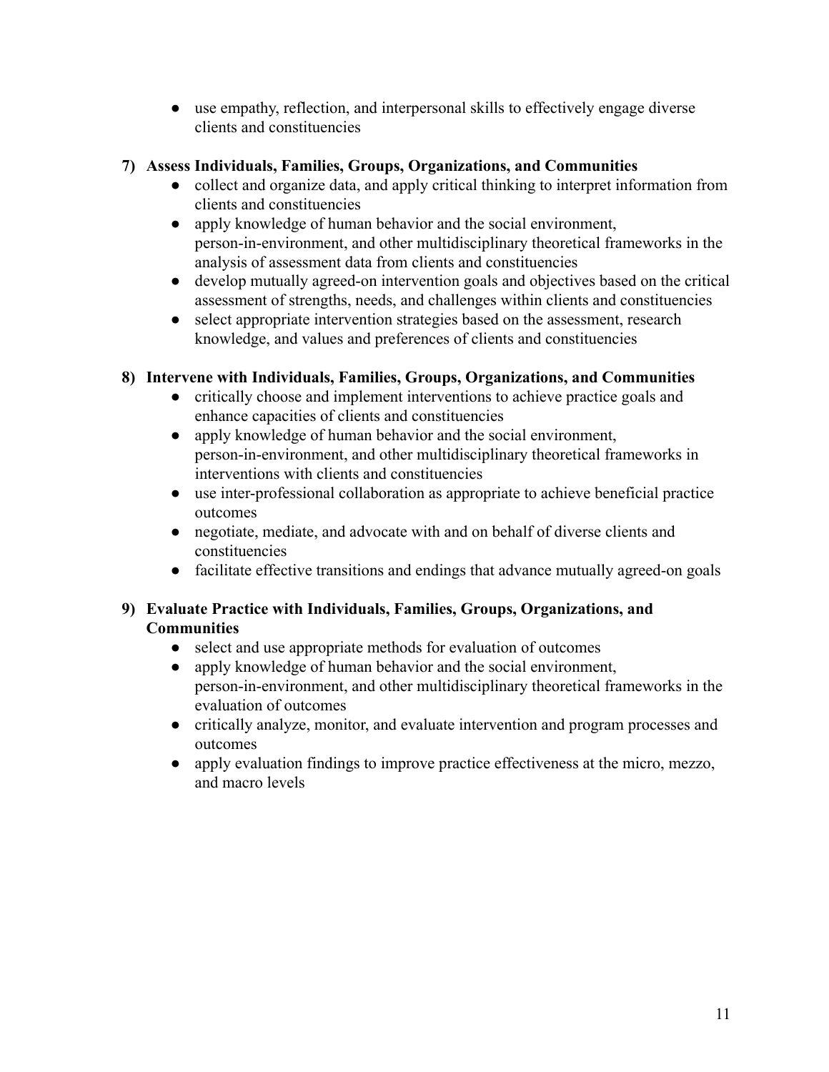- use empathy, reflection, and interpersonal skills to effectively engage diverse clients and constituencies

**7) Assess Individuals, Families, Groups, Organizations, and Communities**

- collect and organize data, and apply critical thinking to interpret information from clients and constituencies
- apply knowledge of human behavior and the social environment, person-in-environment, and other multidisciplinary theoretical frameworks in the analysis of assessment data from clients and constituencies
- develop mutually agreed-on intervention goals and objectives based on the critical assessment of strengths, needs, and challenges within clients and constituencies
- select appropriate intervention strategies based on the assessment, research knowledge, and values and preferences of clients and constituencies

**8) Intervene with Individuals, Families, Groups, Organizations, and Communities**

- critically choose and implement interventions to achieve practice goals and enhance capacities of clients and constituencies
- apply knowledge of human behavior and the social environment, person-in-environment, and other multidisciplinary theoretical frameworks in interventions with clients and constituencies
- use inter-professional collaboration as appropriate to achieve beneficial practice outcomes
- negotiate, mediate, and advocate with and on behalf of diverse clients and constituencies
- facilitate effective transitions and endings that advance mutually agreed-on goals

**9) Evaluate Practice with Individuals, Families, Groups, Organizations, and Communities**

- select and use appropriate methods for evaluation of outcomes
- apply knowledge of human behavior and the social environment, person-in-environment, and other multidisciplinary theoretical frameworks in the evaluation of outcomes
- critically analyze, monitor, and evaluate intervention and program processes and outcomes
- apply evaluation findings to improve practice effectiveness at the micro, mezzo, and macro levels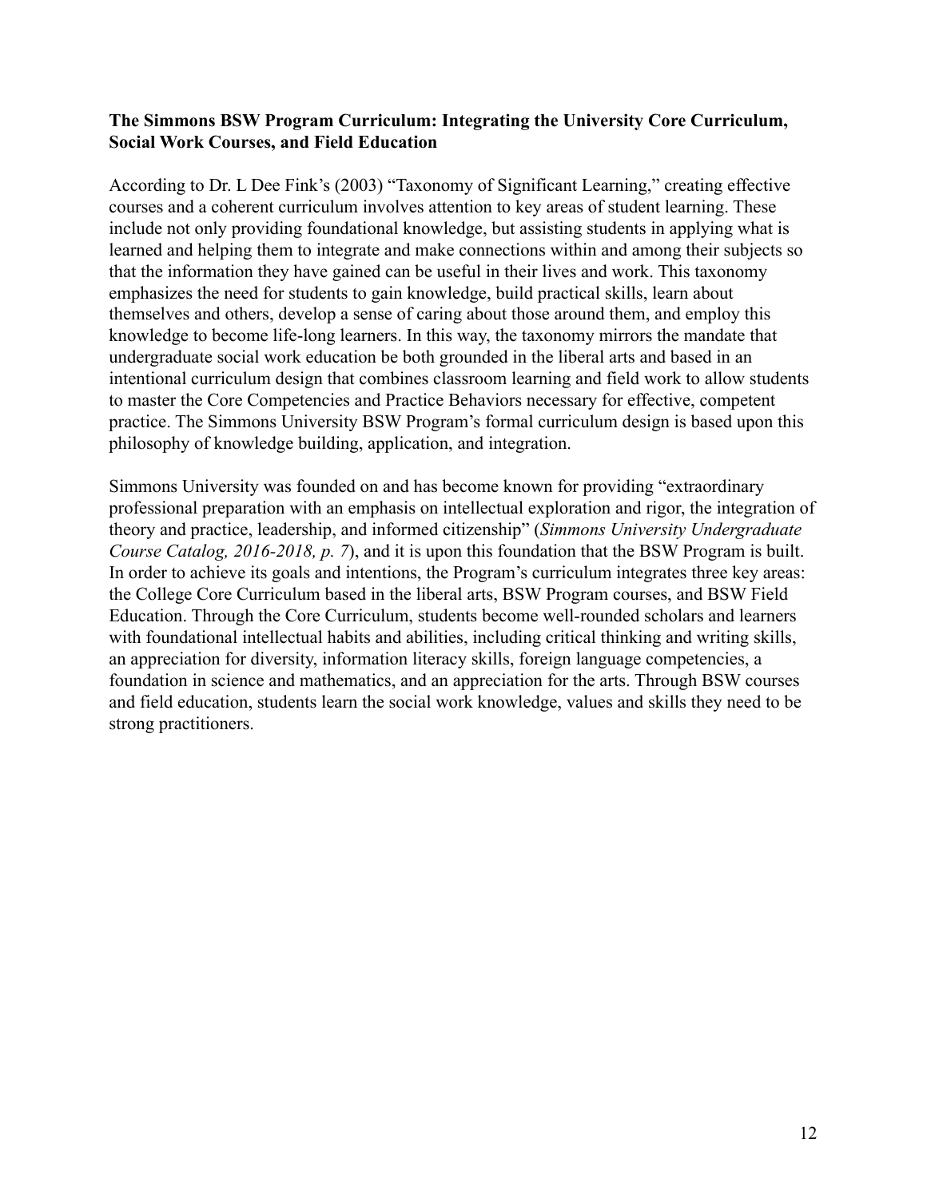**The Simmons BSW Program Curriculum: Integrating the University Core Curriculum, Social Work Courses, and Field Education**

According to Dr. L Dee Fink's (2003) "Taxonomy of Significant Learning," creating effective courses and a coherent curriculum involves attention to key areas of student learning. These include not only providing foundational knowledge, but assisting students in applying what is learned and helping them to integrate and make connections within and among their subjects so that the information they have gained can be useful in their lives and work. This taxonomy emphasizes the need for students to gain knowledge, build practical skills, learn about themselves and others, develop a sense of caring about those around them, and employ this knowledge to become life-long learners. In this way, the taxonomy mirrors the mandate that undergraduate social work education be both grounded in the liberal arts and based in an intentional curriculum design that combines classroom learning and field work to allow students to master the Core Competencies and Practice Behaviors necessary for effective, competent practice. The Simmons University BSW Program's formal curriculum design is based upon this philosophy of knowledge building, application, and integration.

Simmons University was founded on and has become known for providing "extraordinary professional preparation with an emphasis on intellectual exploration and rigor, the integration of theory and practice, leadership, and informed citizenship" (*Simmons University Undergraduate Course Catalog, 2016-2018, p. 7*), and it is upon this foundation that the BSW Program is built. In order to achieve its goals and intentions, the Program's curriculum integrates three key areas: the College Core Curriculum based in the liberal arts, BSW Program courses, and BSW Field Education. Through the Core Curriculum, students become well-rounded scholars and learners with foundational intellectual habits and abilities, including critical thinking and writing skills, an appreciation for diversity, information literacy skills, foreign language competencies, a foundation in science and mathematics, and an appreciation for the arts. Through BSW courses and field education, students learn the social work knowledge, values and skills they need to be strong practitioners.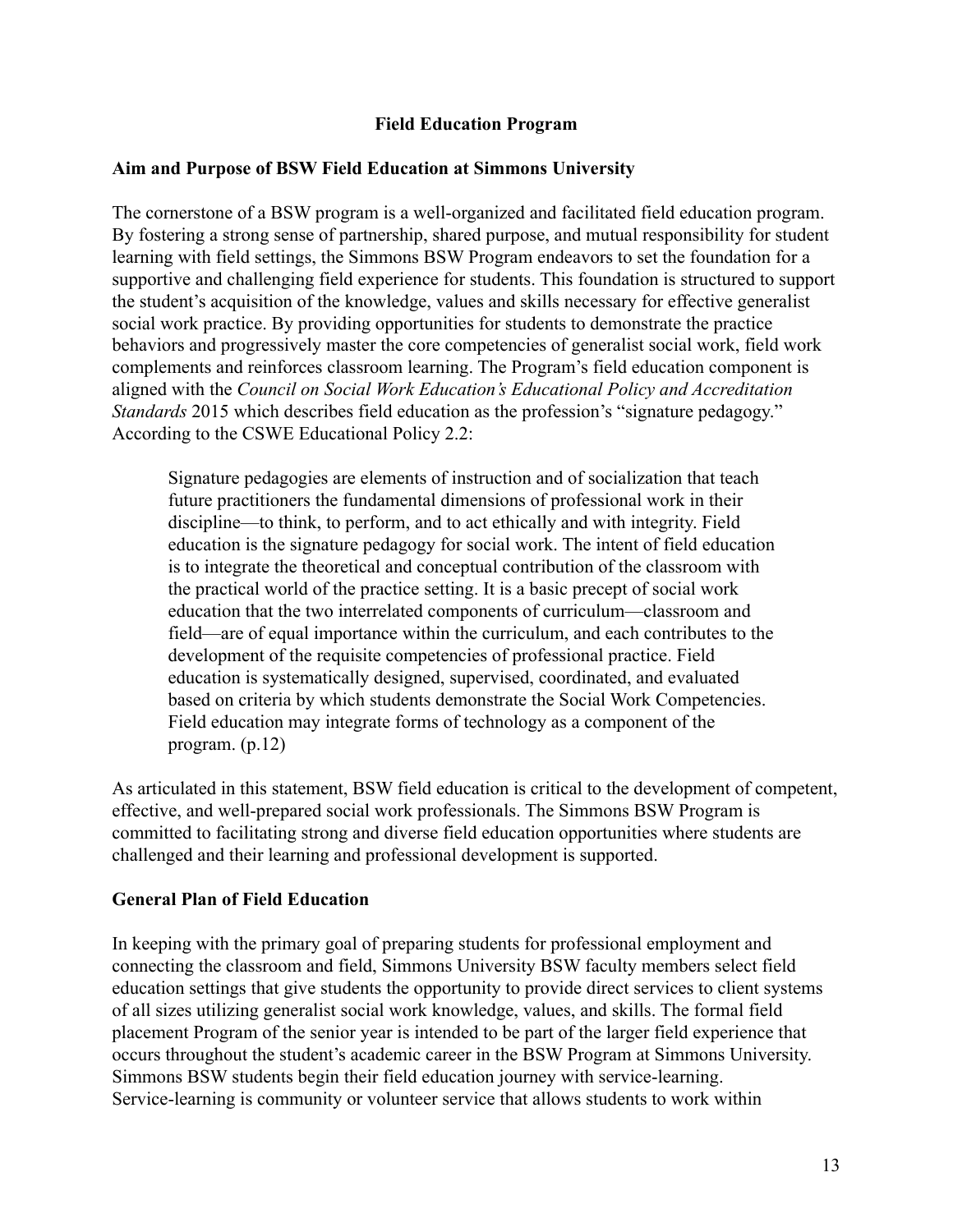## Field Education Program

### Aim and Purpose of BSW Field Education at Simmons University

The cornerstone of a BSW program is a well-organized and facilitated field education program. By fostering a strong sense of partnership, shared purpose, and mutual responsibility for student learning with field settings, the Simmons BSW Program endeavors to set the foundation for a supportive and challenging field experience for students. This foundation is structured to support the student's acquisition of the knowledge, values and skills necessary for effective generalist social work practice. By providing opportunities for students to demonstrate the practice behaviors and progressively master the core competencies of generalist social work, field work complements and reinforces classroom learning. The Program's field education component is aligned with the *Council on Social Work Education's Educational Policy and Accreditation Standards* 2015 which describes field education as the profession's "signature pedagogy." According to the CSWE Educational Policy 2.2:

> Signature pedagogies are elements of instruction and of socialization that teach future practitioners the fundamental dimensions of professional work in their discipline—to think, to perform, and to act ethically and with integrity. Field education is the signature pedagogy for social work. The intent of field education is to integrate the theoretical and conceptual contribution of the classroom with the practical world of the practice setting. It is a basic precept of social work education that the two interrelated components of curriculum—classroom and field—are of equal importance within the curriculum, and each contributes to the development of the requisite competencies of professional practice. Field education is systematically designed, supervised, coordinated, and evaluated based on criteria by which students demonstrate the Social Work Competencies. Field education may integrate forms of technology as a component of the program. (p.12)

As articulated in this statement, BSW field education is critical to the development of competent, effective, and well-prepared social work professionals. The Simmons BSW Program is committed to facilitating strong and diverse field education opportunities where students are challenged and their learning and professional development is supported.

### General Plan of Field Education

In keeping with the primary goal of preparing students for professional employment and connecting the classroom and field, Simmons University BSW faculty members select field education settings that give students the opportunity to provide direct services to client systems of all sizes utilizing generalist social work knowledge, values, and skills. The formal field placement Program of the senior year is intended to be part of the larger field experience that occurs throughout the student's academic career in the BSW Program at Simmons University. Simmons BSW students begin their field education journey with service-learning. Service-learning is community or volunteer service that allows students to work within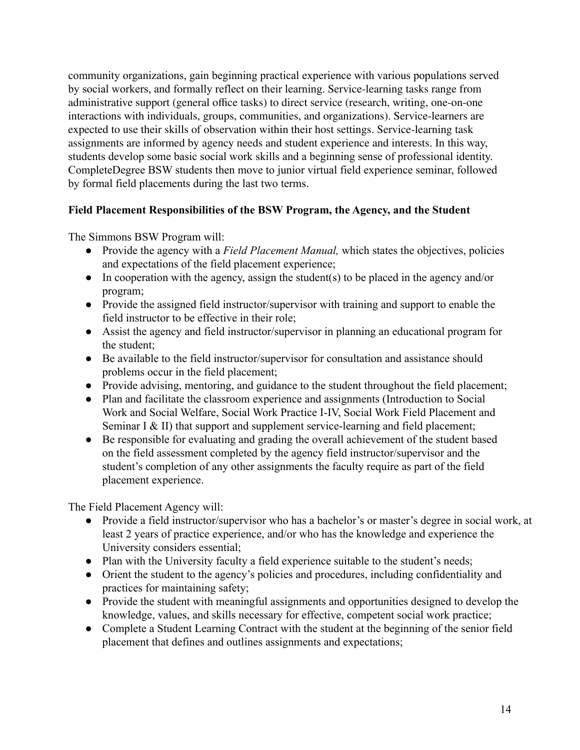community organizations, gain beginning practical experience with various populations served by social workers, and formally reflect on their learning. Service-learning tasks range from administrative support (general office tasks) to direct service (research, writing, one-on-one interactions with individuals, groups, communities, and organizations). Service-learners are expected to use their skills of observation within their host settings. Service-learning task assignments are informed by agency needs and student experience and interests. In this way, students develop some basic social work skills and a beginning sense of professional identity. CompleteDegree BSW students then move to junior virtual field experience seminar, followed by formal field placements during the last two terms.

**Field Placement Responsibilities of the BSW Program, the Agency, and the Student**

The Simmons BSW Program will:

- Provide the agency with a *Field Placement Manual,* which states the objectives, policies and expectations of the field placement experience;
- In cooperation with the agency, assign the student(s) to be placed in the agency and/or program;
- Provide the assigned field instructor/supervisor with training and support to enable the field instructor to be effective in their role;
- Assist the agency and field instructor/supervisor in planning an educational program for the student;
- Be available to the field instructor/supervisor for consultation and assistance should problems occur in the field placement;
- Provide advising, mentoring, and guidance to the student throughout the field placement;
- Plan and facilitate the classroom experience and assignments (Introduction to Social Work and Social Welfare, Social Work Practice I-IV, Social Work Field Placement and Seminar I & II) that support and supplement service-learning and field placement;
- Be responsible for evaluating and grading the overall achievement of the student based on the field assessment completed by the agency field instructor/supervisor and the student's completion of any other assignments the faculty require as part of the field placement experience.

The Field Placement Agency will:

- Provide a field instructor/supervisor who has a bachelor's or master's degree in social work, at least 2 years of practice experience, and/or who has the knowledge and experience the University considers essential;
- Plan with the University faculty a field experience suitable to the student's needs;
- Orient the student to the agency's policies and procedures, including confidentiality and practices for maintaining safety;
- Provide the student with meaningful assignments and opportunities designed to develop the knowledge, values, and skills necessary for effective, competent social work practice;
- Complete a Student Learning Contract with the student at the beginning of the senior field placement that defines and outlines assignments and expectations;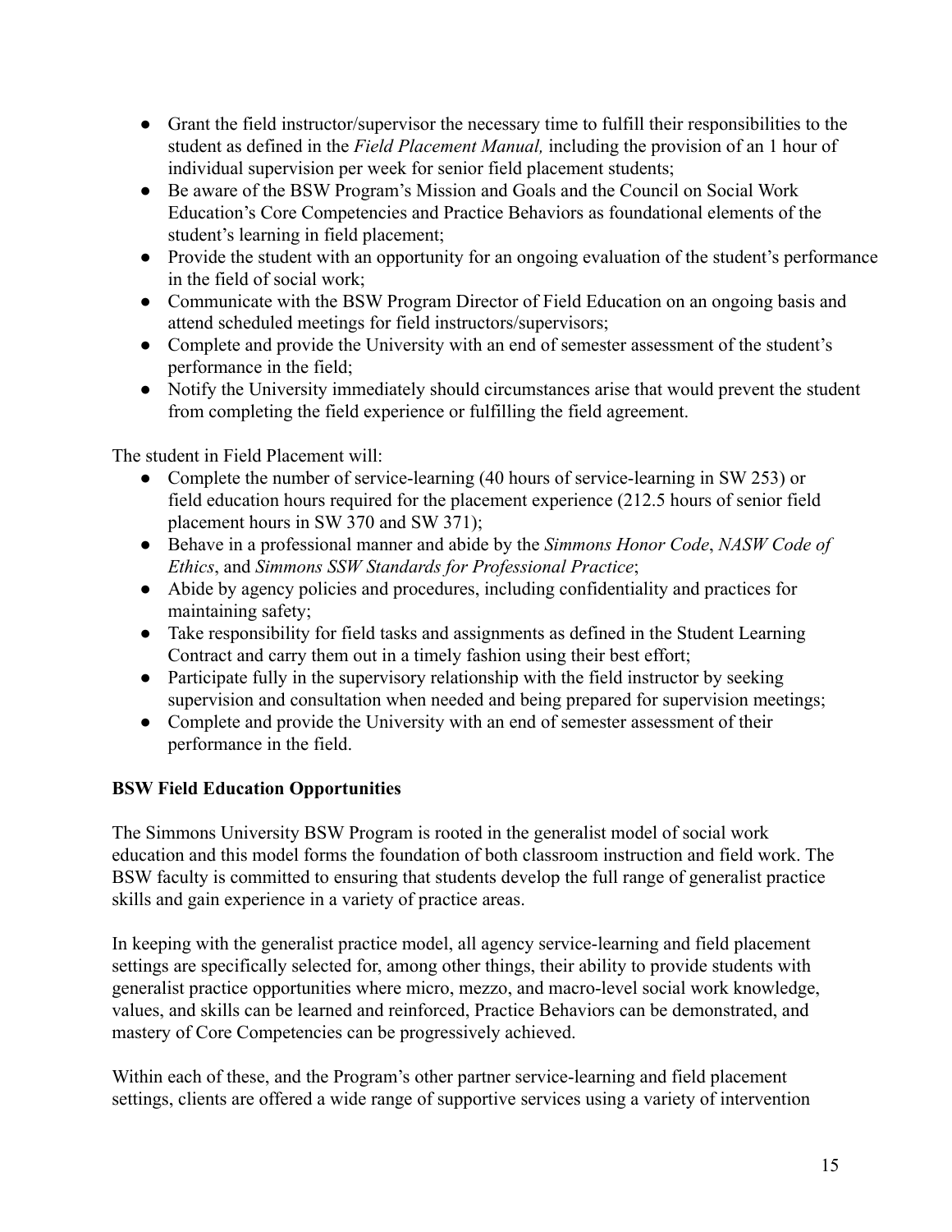- Grant the field instructor/supervisor the necessary time to fulfill their responsibilities to the student as defined in the *Field Placement Manual,* including the provision of an 1 hour of individual supervision per week for senior field placement students;
- Be aware of the BSW Program's Mission and Goals and the Council on Social Work Education's Core Competencies and Practice Behaviors as foundational elements of the student's learning in field placement;
- Provide the student with an opportunity for an ongoing evaluation of the student's performance in the field of social work;
- Communicate with the BSW Program Director of Field Education on an ongoing basis and attend scheduled meetings for field instructors/supervisors;
- Complete and provide the University with an end of semester assessment of the student's performance in the field;
- Notify the University immediately should circumstances arise that would prevent the student from completing the field experience or fulfilling the field agreement.

The student in Field Placement will:

- Complete the number of service-learning (40 hours of service-learning in SW 253) or field education hours required for the placement experience (212.5 hours of senior field placement hours in SW 370 and SW 371);
- Behave in a professional manner and abide by the *Simmons Honor Code*, *NASW Code of Ethics*, and *Simmons SSW Standards for Professional Practice*;
- Abide by agency policies and procedures, including confidentiality and practices for maintaining safety;
- Take responsibility for field tasks and assignments as defined in the Student Learning Contract and carry them out in a timely fashion using their best effort;
- Participate fully in the supervisory relationship with the field instructor by seeking supervision and consultation when needed and being prepared for supervision meetings;
- Complete and provide the University with an end of semester assessment of their performance in the field.

**BSW Field Education Opportunities**

The Simmons University BSW Program is rooted in the generalist model of social work education and this model forms the foundation of both classroom instruction and field work. The BSW faculty is committed to ensuring that students develop the full range of generalist practice skills and gain experience in a variety of practice areas.

In keeping with the generalist practice model, all agency service-learning and field placement settings are specifically selected for, among other things, their ability to provide students with generalist practice opportunities where micro, mezzo, and macro-level social work knowledge, values, and skills can be learned and reinforced, Practice Behaviors can be demonstrated, and mastery of Core Competencies can be progressively achieved.

Within each of these, and the Program's other partner service-learning and field placement settings, clients are offered a wide range of supportive services using a variety of intervention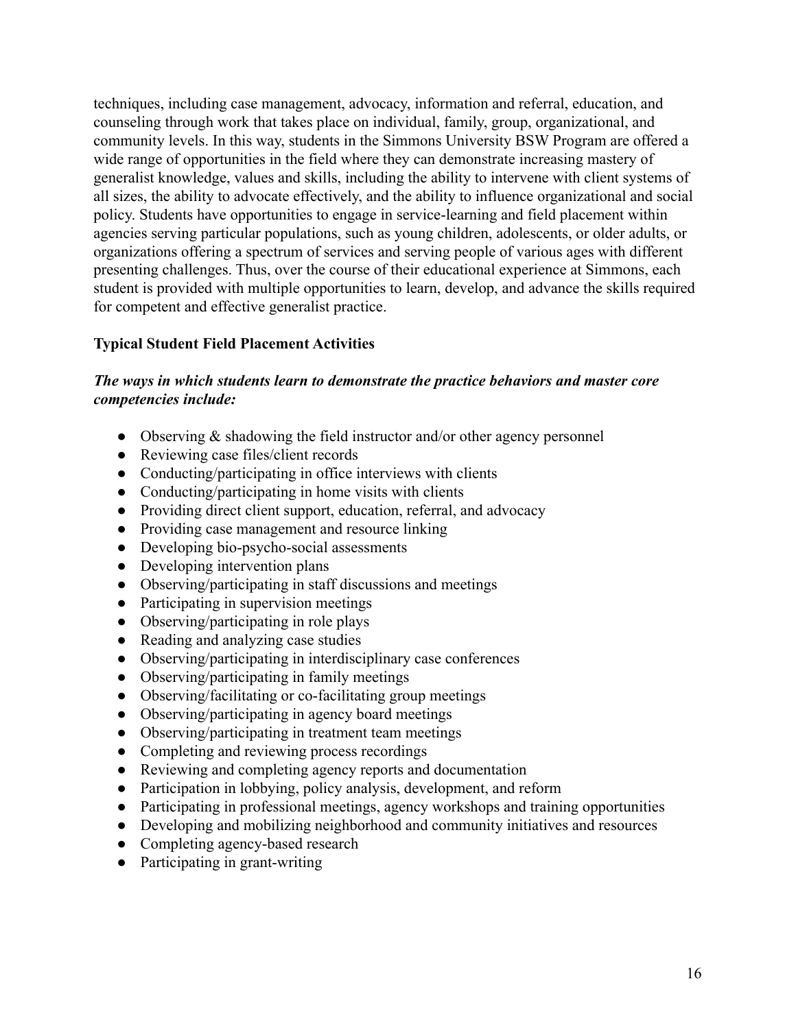techniques, including case management, advocacy, information and referral, education, and counseling through work that takes place on individual, family, group, organizational, and community levels. In this way, students in the Simmons University BSW Program are offered a wide range of opportunities in the field where they can demonstrate increasing mastery of generalist knowledge, values and skills, including the ability to intervene with client systems of all sizes, the ability to advocate effectively, and the ability to influence organizational and social policy. Students have opportunities to engage in service-learning and field placement within agencies serving particular populations, such as young children, adolescents, or older adults, or organizations offering a spectrum of services and serving people of various ages with different presenting challenges. Thus, over the course of their educational experience at Simmons, each student is provided with multiple opportunities to learn, develop, and advance the skills required for competent and effective generalist practice.

**Typical Student Field Placement Activities**

***The ways in which students learn to demonstrate the practice behaviors and master core competencies include:***

- Observing & shadowing the field instructor and/or other agency personnel
- Reviewing case files/client records
- Conducting/participating in office interviews with clients
- Conducting/participating in home visits with clients
- Providing direct client support, education, referral, and advocacy
- Providing case management and resource linking
- Developing bio-psycho-social assessments
- Developing intervention plans
- Observing/participating in staff discussions and meetings
- Participating in supervision meetings
- Observing/participating in role plays
- Reading and analyzing case studies
- Observing/participating in interdisciplinary case conferences
- Observing/participating in family meetings
- Observing/facilitating or co-facilitating group meetings
- Observing/participating in agency board meetings
- Observing/participating in treatment team meetings
- Completing and reviewing process recordings
- Reviewing and completing agency reports and documentation
- Participation in lobbying, policy analysis, development, and reform
- Participating in professional meetings, agency workshops and training opportunities
- Developing and mobilizing neighborhood and community initiatives and resources
- Completing agency-based research
- Participating in grant-writing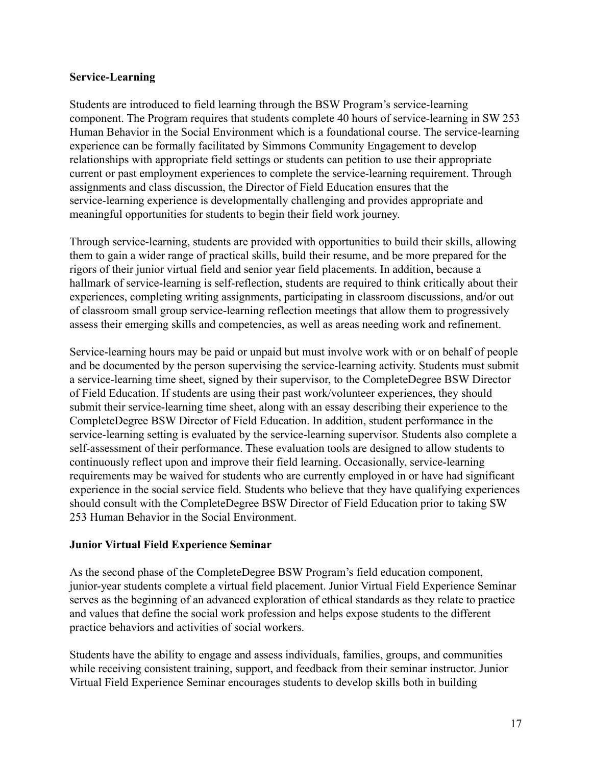**Service-Learning**

Students are introduced to field learning through the BSW Program's service-learning component. The Program requires that students complete 40 hours of service-learning in SW 253 Human Behavior in the Social Environment which is a foundational course. The service-learning experience can be formally facilitated by Simmons Community Engagement to develop relationships with appropriate field settings or students can petition to use their appropriate current or past employment experiences to complete the service-learning requirement. Through assignments and class discussion, the Director of Field Education ensures that the service-learning experience is developmentally challenging and provides appropriate and meaningful opportunities for students to begin their field work journey.

Through service-learning, students are provided with opportunities to build their skills, allowing them to gain a wider range of practical skills, build their resume, and be more prepared for the rigors of their junior virtual field and senior year field placements. In addition, because a hallmark of service-learning is self-reflection, students are required to think critically about their experiences, completing writing assignments, participating in classroom discussions, and/or out of classroom small group service-learning reflection meetings that allow them to progressively assess their emerging skills and competencies, as well as areas needing work and refinement.

Service-learning hours may be paid or unpaid but must involve work with or on behalf of people and be documented by the person supervising the service-learning activity. Students must submit a service-learning time sheet, signed by their supervisor, to the CompleteDegree BSW Director of Field Education. If students are using their past work/volunteer experiences, they should submit their service-learning time sheet, along with an essay describing their experience to the CompleteDegree BSW Director of Field Education. In addition, student performance in the service-learning setting is evaluated by the service-learning supervisor. Students also complete a self-assessment of their performance. These evaluation tools are designed to allow students to continuously reflect upon and improve their field learning. Occasionally, service-learning requirements may be waived for students who are currently employed in or have had significant experience in the social service field. Students who believe that they have qualifying experiences should consult with the CompleteDegree BSW Director of Field Education prior to taking SW 253 Human Behavior in the Social Environment.

**Junior Virtual Field Experience Seminar**

As the second phase of the CompleteDegree BSW Program's field education component, junior-year students complete a virtual field placement. Junior Virtual Field Experience Seminar serves as the beginning of an advanced exploration of ethical standards as they relate to practice and values that define the social work profession and helps expose students to the different practice behaviors and activities of social workers.

Students have the ability to engage and assess individuals, families, groups, and communities while receiving consistent training, support, and feedback from their seminar instructor. Junior Virtual Field Experience Seminar encourages students to develop skills both in building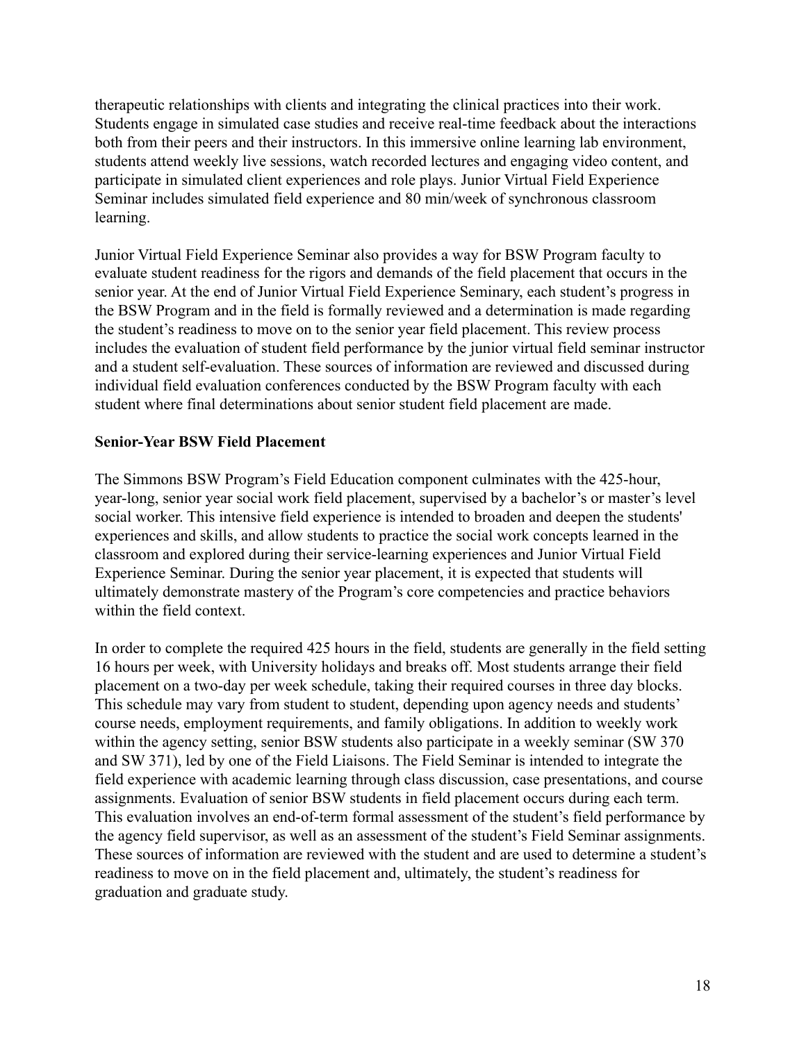therapeutic relationships with clients and integrating the clinical practices into their work. Students engage in simulated case studies and receive real-time feedback about the interactions both from their peers and their instructors. In this immersive online learning lab environment, students attend weekly live sessions, watch recorded lectures and engaging video content, and participate in simulated client experiences and role plays. Junior Virtual Field Experience Seminar includes simulated field experience and 80 min/week of synchronous classroom learning.

Junior Virtual Field Experience Seminar also provides a way for BSW Program faculty to evaluate student readiness for the rigors and demands of the field placement that occurs in the senior year. At the end of Junior Virtual Field Experience Seminary, each student's progress in the BSW Program and in the field is formally reviewed and a determination is made regarding the student's readiness to move on to the senior year field placement. This review process includes the evaluation of student field performance by the junior virtual field seminar instructor and a student self-evaluation. These sources of information are reviewed and discussed during individual field evaluation conferences conducted by the BSW Program faculty with each student where final determinations about senior student field placement are made.

**Senior-Year BSW Field Placement**

The Simmons BSW Program's Field Education component culminates with the 425-hour, year-long, senior year social work field placement, supervised by a bachelor's or master's level social worker. This intensive field experience is intended to broaden and deepen the students' experiences and skills, and allow students to practice the social work concepts learned in the classroom and explored during their service-learning experiences and Junior Virtual Field Experience Seminar. During the senior year placement, it is expected that students will ultimately demonstrate mastery of the Program's core competencies and practice behaviors within the field context.

In order to complete the required 425 hours in the field, students are generally in the field setting 16 hours per week, with University holidays and breaks off. Most students arrange their field placement on a two-day per week schedule, taking their required courses in three day blocks. This schedule may vary from student to student, depending upon agency needs and students' course needs, employment requirements, and family obligations. In addition to weekly work within the agency setting, senior BSW students also participate in a weekly seminar (SW 370 and SW 371), led by one of the Field Liaisons. The Field Seminar is intended to integrate the field experience with academic learning through class discussion, case presentations, and course assignments. Evaluation of senior BSW students in field placement occurs during each term. This evaluation involves an end-of-term formal assessment of the student's field performance by the agency field supervisor, as well as an assessment of the student's Field Seminar assignments. These sources of information are reviewed with the student and are used to determine a student's readiness to move on in the field placement and, ultimately, the student's readiness for graduation and graduate study.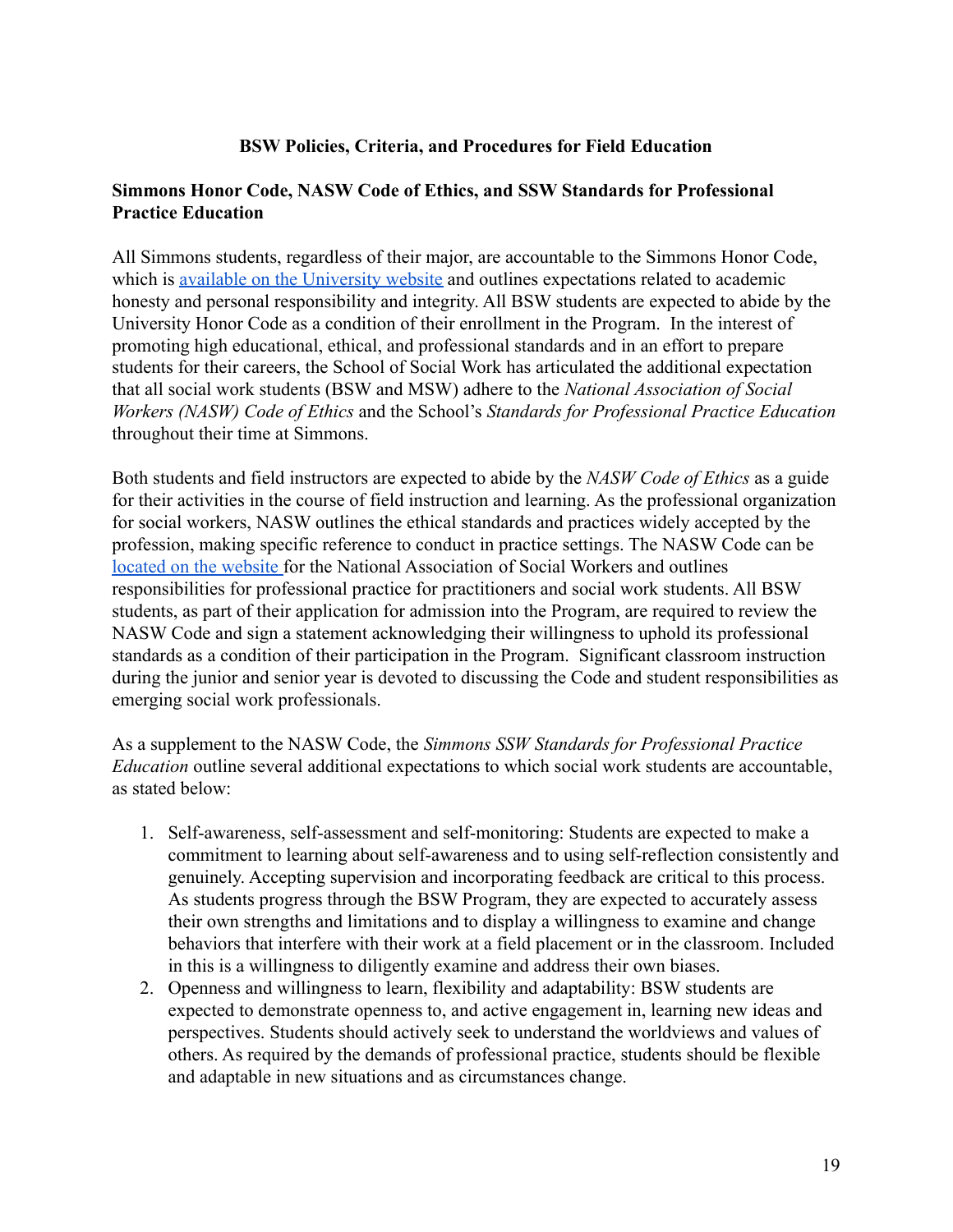## BSW Policies, Criteria, and Procedures for Field Education

### Simmons Honor Code, NASW Code of Ethics, and SSW Standards for Professional Practice Education

All Simmons students, regardless of their major, are accountable to the Simmons Honor Code, which is available on the University website and outlines expectations related to academic honesty and personal responsibility and integrity. All BSW students are expected to abide by the University Honor Code as a condition of their enrollment in the Program. In the interest of promoting high educational, ethical, and professional standards and in an effort to prepare students for their careers, the School of Social Work has articulated the additional expectation that all social work students (BSW and MSW) adhere to the *National Association of Social Workers (NASW) Code of Ethics* and the School's *Standards for Professional Practice Education* throughout their time at Simmons.

Both students and field instructors are expected to abide by the *NASW Code of Ethics* as a guide for their activities in the course of field instruction and learning. As the professional organization for social workers, NASW outlines the ethical standards and practices widely accepted by the profession, making specific reference to conduct in practice settings. The NASW Code can be located on the website for the National Association of Social Workers and outlines responsibilities for professional practice for practitioners and social work students. All BSW students, as part of their application for admission into the Program, are required to review the NASW Code and sign a statement acknowledging their willingness to uphold its professional standards as a condition of their participation in the Program. Significant classroom instruction during the junior and senior year is devoted to discussing the Code and student responsibilities as emerging social work professionals.

As a supplement to the NASW Code, the *Simmons SSW Standards for Professional Practice Education* outline several additional expectations to which social work students are accountable, as stated below:

1. Self-awareness, self-assessment and self-monitoring: Students are expected to make a commitment to learning about self-awareness and to using self-reflection consistently and genuinely. Accepting supervision and incorporating feedback are critical to this process. As students progress through the BSW Program, they are expected to accurately assess their own strengths and limitations and to display a willingness to examine and change behaviors that interfere with their work at a field placement or in the classroom. Included in this is a willingness to diligently examine and address their own biases.
2. Openness and willingness to learn, flexibility and adaptability: BSW students are expected to demonstrate openness to, and active engagement in, learning new ideas and perspectives. Students should actively seek to understand the worldviews and values of others. As required by the demands of professional practice, students should be flexible and adaptable in new situations and as circumstances change.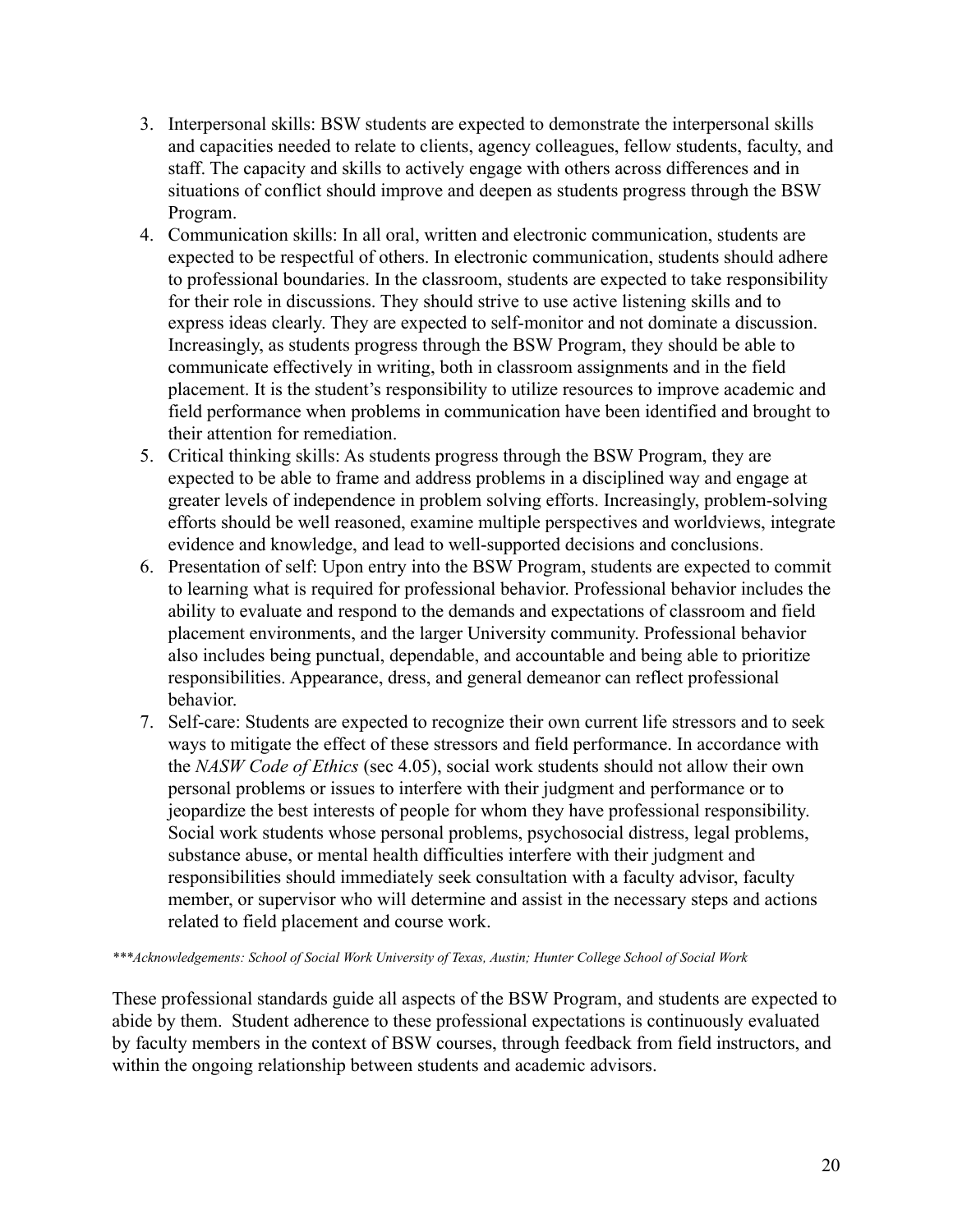3. Interpersonal skills: BSW students are expected to demonstrate the interpersonal skills and capacities needed to relate to clients, agency colleagues, fellow students, faculty, and staff. The capacity and skills to actively engage with others across differences and in situations of conflict should improve and deepen as students progress through the BSW Program.
4. Communication skills: In all oral, written and electronic communication, students are expected to be respectful of others. In electronic communication, students should adhere to professional boundaries. In the classroom, students are expected to take responsibility for their role in discussions. They should strive to use active listening skills and to express ideas clearly. They are expected to self-monitor and not dominate a discussion. Increasingly, as students progress through the BSW Program, they should be able to communicate effectively in writing, both in classroom assignments and in the field placement. It is the student's responsibility to utilize resources to improve academic and field performance when problems in communication have been identified and brought to their attention for remediation.
5. Critical thinking skills: As students progress through the BSW Program, they are expected to be able to frame and address problems in a disciplined way and engage at greater levels of independence in problem solving efforts. Increasingly, problem-solving efforts should be well reasoned, examine multiple perspectives and worldviews, integrate evidence and knowledge, and lead to well-supported decisions and conclusions.
6. Presentation of self: Upon entry into the BSW Program, students are expected to commit to learning what is required for professional behavior. Professional behavior includes the ability to evaluate and respond to the demands and expectations of classroom and field placement environments, and the larger University community. Professional behavior also includes being punctual, dependable, and accountable and being able to prioritize responsibilities. Appearance, dress, and general demeanor can reflect professional behavior.
7. Self-care: Students are expected to recognize their own current life stressors and to seek ways to mitigate the effect of these stressors and field performance. In accordance with the *NASW Code of Ethics* (sec 4.05), social work students should not allow their own personal problems or issues to interfere with their judgment and performance or to jeopardize the best interests of people for whom they have professional responsibility. Social work students whose personal problems, psychosocial distress, legal problems, substance abuse, or mental health difficulties interfere with their judgment and responsibilities should immediately seek consultation with a faculty advisor, faculty member, or supervisor who will determine and assist in the necessary steps and actions related to field placement and course work.

****Acknowledgements: School of Social Work University of Texas, Austin; Hunter College School of Social Work*

These professional standards guide all aspects of the BSW Program, and students are expected to abide by them. Student adherence to these professional expectations is continuously evaluated by faculty members in the context of BSW courses, through feedback from field instructors, and within the ongoing relationship between students and academic advisors.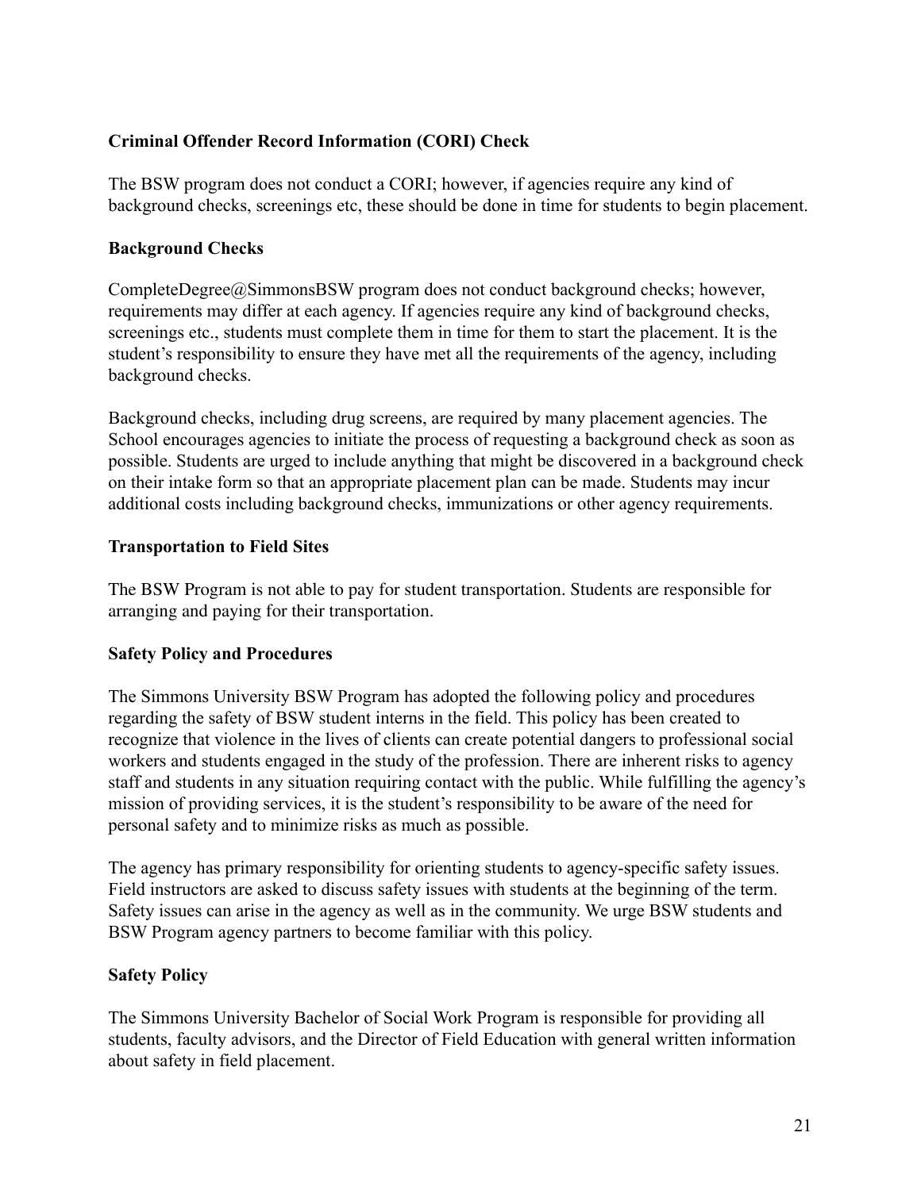### Criminal Offender Record Information (CORI) Check

The BSW program does not conduct a CORI; however, if agencies require any kind of background checks, screenings etc, these should be done in time for students to begin placement.

### Background Checks

CompleteDegree@SimmonsBSW program does not conduct background checks; however, requirements may differ at each agency. If agencies require any kind of background checks, screenings etc., students must complete them in time for them to start the placement. It is the student's responsibility to ensure they have met all the requirements of the agency, including background checks.

Background checks, including drug screens, are required by many placement agencies. The School encourages agencies to initiate the process of requesting a background check as soon as possible. Students are urged to include anything that might be discovered in a background check on their intake form so that an appropriate placement plan can be made. Students may incur additional costs including background checks, immunizations or other agency requirements.

### Transportation to Field Sites

The BSW Program is not able to pay for student transportation. Students are responsible for arranging and paying for their transportation.

### Safety Policy and Procedures

The Simmons University BSW Program has adopted the following policy and procedures regarding the safety of BSW student interns in the field. This policy has been created to recognize that violence in the lives of clients can create potential dangers to professional social workers and students engaged in the study of the profession. There are inherent risks to agency staff and students in any situation requiring contact with the public. While fulfilling the agency's mission of providing services, it is the student's responsibility to be aware of the need for personal safety and to minimize risks as much as possible.

The agency has primary responsibility for orienting students to agency-specific safety issues. Field instructors are asked to discuss safety issues with students at the beginning of the term. Safety issues can arise in the agency as well as in the community. We urge BSW students and BSW Program agency partners to become familiar with this policy.

### Safety Policy

The Simmons University Bachelor of Social Work Program is responsible for providing all students, faculty advisors, and the Director of Field Education with general written information about safety in field placement.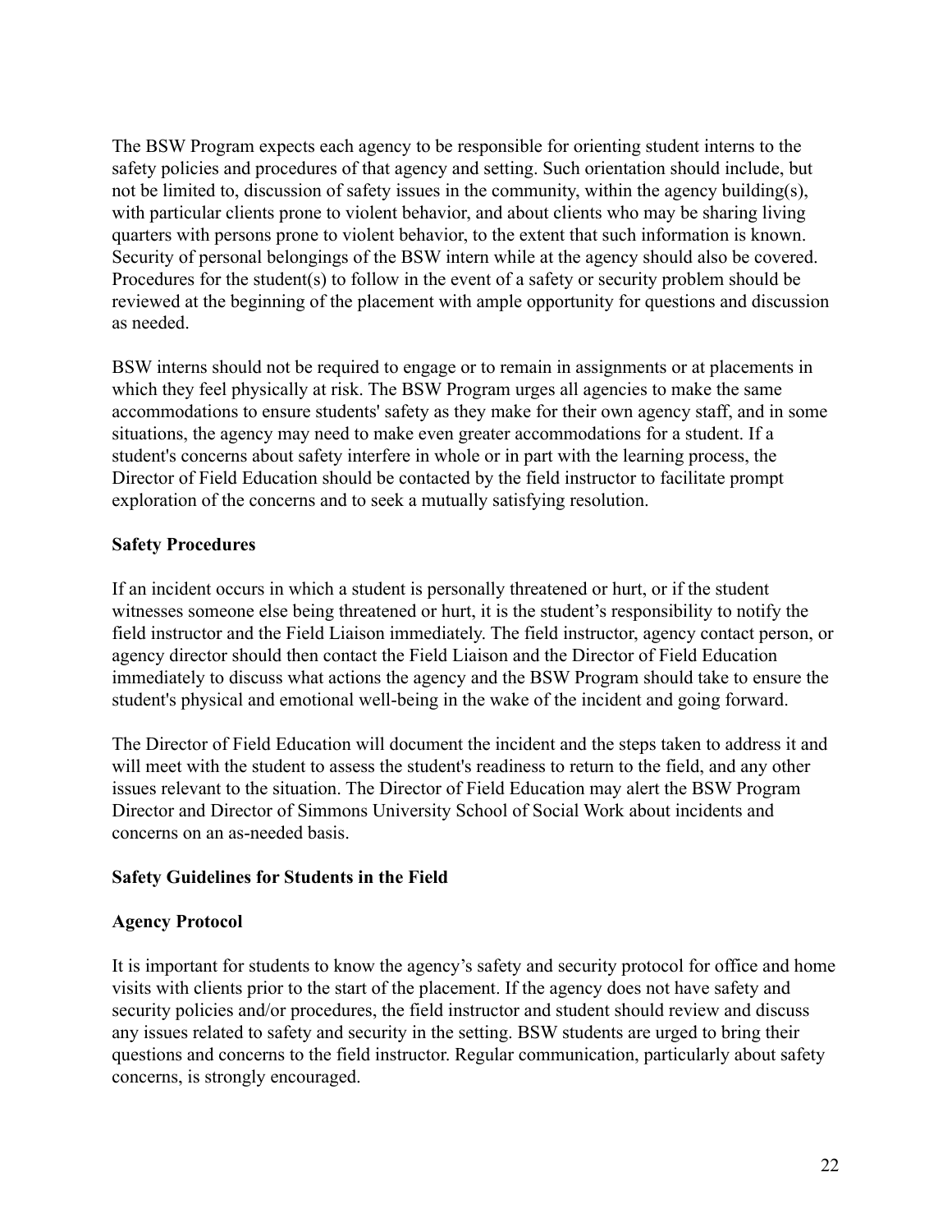The BSW Program expects each agency to be responsible for orienting student interns to the safety policies and procedures of that agency and setting. Such orientation should include, but not be limited to, discussion of safety issues in the community, within the agency building(s), with particular clients prone to violent behavior, and about clients who may be sharing living quarters with persons prone to violent behavior, to the extent that such information is known. Security of personal belongings of the BSW intern while at the agency should also be covered. Procedures for the student(s) to follow in the event of a safety or security problem should be reviewed at the beginning of the placement with ample opportunity for questions and discussion as needed.

BSW interns should not be required to engage or to remain in assignments or at placements in which they feel physically at risk. The BSW Program urges all agencies to make the same accommodations to ensure students' safety as they make for their own agency staff, and in some situations, the agency may need to make even greater accommodations for a student. If a student's concerns about safety interfere in whole or in part with the learning process, the Director of Field Education should be contacted by the field instructor to facilitate prompt exploration of the concerns and to seek a mutually satisfying resolution.

**Safety Procedures**

If an incident occurs in which a student is personally threatened or hurt, or if the student witnesses someone else being threatened or hurt, it is the student's responsibility to notify the field instructor and the Field Liaison immediately. The field instructor, agency contact person, or agency director should then contact the Field Liaison and the Director of Field Education immediately to discuss what actions the agency and the BSW Program should take to ensure the student's physical and emotional well-being in the wake of the incident and going forward.

The Director of Field Education will document the incident and the steps taken to address it and will meet with the student to assess the student's readiness to return to the field, and any other issues relevant to the situation. The Director of Field Education may alert the BSW Program Director and Director of Simmons University School of Social Work about incidents and concerns on an as-needed basis.

**Safety Guidelines for Students in the Field**

**Agency Protocol**

It is important for students to know the agency's safety and security protocol for office and home visits with clients prior to the start of the placement. If the agency does not have safety and security policies and/or procedures, the field instructor and student should review and discuss any issues related to safety and security in the setting. BSW students are urged to bring their questions and concerns to the field instructor. Regular communication, particularly about safety concerns, is strongly encouraged.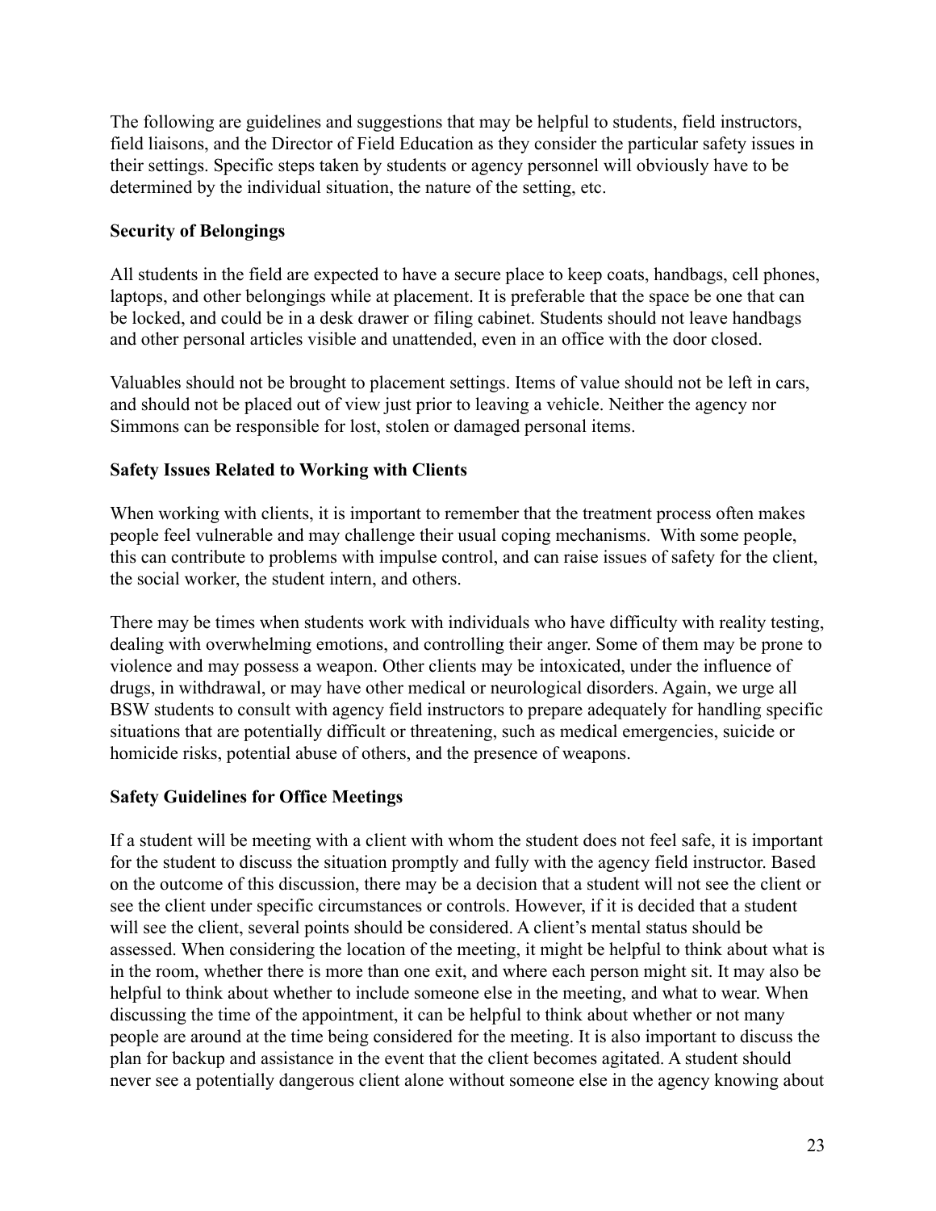The following are guidelines and suggestions that may be helpful to students, field instructors, field liaisons, and the Director of Field Education as they consider the particular safety issues in their settings. Specific steps taken by students or agency personnel will obviously have to be determined by the individual situation, the nature of the setting, etc.

**Security of Belongings**

All students in the field are expected to have a secure place to keep coats, handbags, cell phones, laptops, and other belongings while at placement. It is preferable that the space be one that can be locked, and could be in a desk drawer or filing cabinet. Students should not leave handbags and other personal articles visible and unattended, even in an office with the door closed.

Valuables should not be brought to placement settings. Items of value should not be left in cars, and should not be placed out of view just prior to leaving a vehicle. Neither the agency nor Simmons can be responsible for lost, stolen or damaged personal items.

**Safety Issues Related to Working with Clients**

When working with clients, it is important to remember that the treatment process often makes people feel vulnerable and may challenge their usual coping mechanisms. With some people, this can contribute to problems with impulse control, and can raise issues of safety for the client, the social worker, the student intern, and others.

There may be times when students work with individuals who have difficulty with reality testing, dealing with overwhelming emotions, and controlling their anger. Some of them may be prone to violence and may possess a weapon. Other clients may be intoxicated, under the influence of drugs, in withdrawal, or may have other medical or neurological disorders. Again, we urge all BSW students to consult with agency field instructors to prepare adequately for handling specific situations that are potentially difficult or threatening, such as medical emergencies, suicide or homicide risks, potential abuse of others, and the presence of weapons.

**Safety Guidelines for Office Meetings**

If a student will be meeting with a client with whom the student does not feel safe, it is important for the student to discuss the situation promptly and fully with the agency field instructor. Based on the outcome of this discussion, there may be a decision that a student will not see the client or see the client under specific circumstances or controls. However, if it is decided that a student will see the client, several points should be considered. A client's mental status should be assessed. When considering the location of the meeting, it might be helpful to think about what is in the room, whether there is more than one exit, and where each person might sit. It may also be helpful to think about whether to include someone else in the meeting, and what to wear. When discussing the time of the appointment, it can be helpful to think about whether or not many people are around at the time being considered for the meeting. It is also important to discuss the plan for backup and assistance in the event that the client becomes agitated. A student should never see a potentially dangerous client alone without someone else in the agency knowing about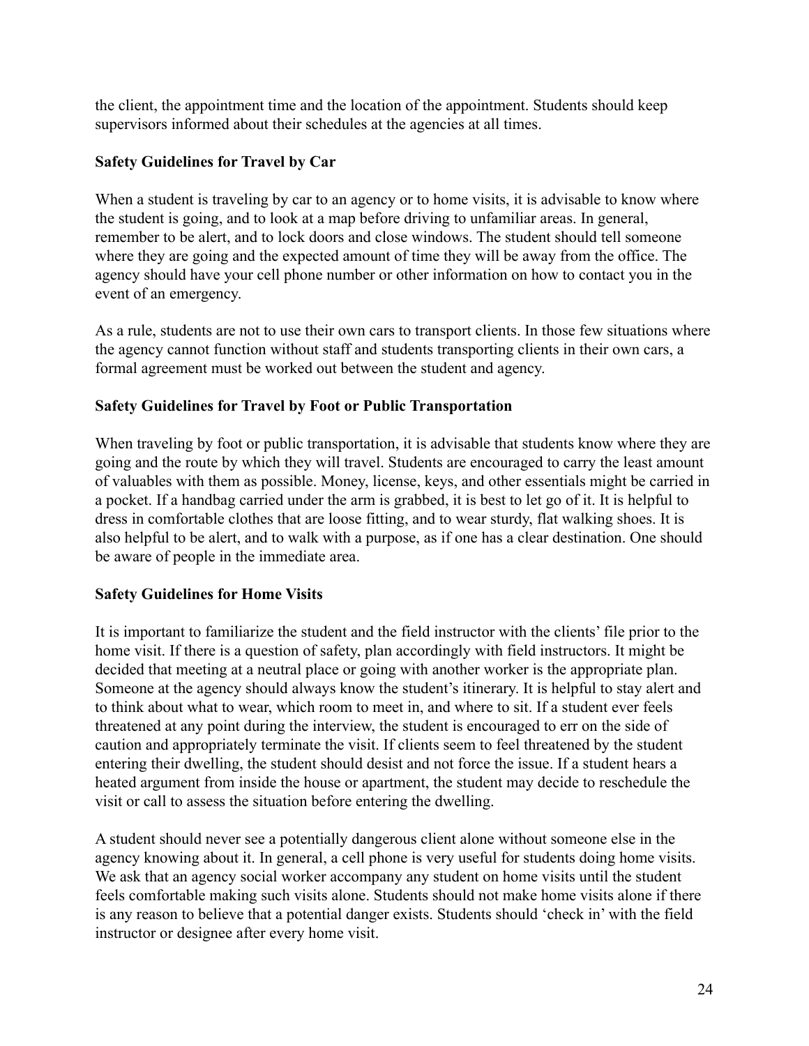the client, the appointment time and the location of the appointment. Students should keep supervisors informed about their schedules at the agencies at all times.

**Safety Guidelines for Travel by Car**

When a student is traveling by car to an agency or to home visits, it is advisable to know where the student is going, and to look at a map before driving to unfamiliar areas. In general, remember to be alert, and to lock doors and close windows. The student should tell someone where they are going and the expected amount of time they will be away from the office. The agency should have your cell phone number or other information on how to contact you in the event of an emergency.

As a rule, students are not to use their own cars to transport clients. In those few situations where the agency cannot function without staff and students transporting clients in their own cars, a formal agreement must be worked out between the student and agency.

**Safety Guidelines for Travel by Foot or Public Transportation**

When traveling by foot or public transportation, it is advisable that students know where they are going and the route by which they will travel. Students are encouraged to carry the least amount of valuables with them as possible. Money, license, keys, and other essentials might be carried in a pocket. If a handbag carried under the arm is grabbed, it is best to let go of it. It is helpful to dress in comfortable clothes that are loose fitting, and to wear sturdy, flat walking shoes. It is also helpful to be alert, and to walk with a purpose, as if one has a clear destination. One should be aware of people in the immediate area.

**Safety Guidelines for Home Visits**

It is important to familiarize the student and the field instructor with the clients' file prior to the home visit. If there is a question of safety, plan accordingly with field instructors. It might be decided that meeting at a neutral place or going with another worker is the appropriate plan. Someone at the agency should always know the student's itinerary. It is helpful to stay alert and to think about what to wear, which room to meet in, and where to sit. If a student ever feels threatened at any point during the interview, the student is encouraged to err on the side of caution and appropriately terminate the visit. If clients seem to feel threatened by the student entering their dwelling, the student should desist and not force the issue. If a student hears a heated argument from inside the house or apartment, the student may decide to reschedule the visit or call to assess the situation before entering the dwelling.

A student should never see a potentially dangerous client alone without someone else in the agency knowing about it. In general, a cell phone is very useful for students doing home visits. We ask that an agency social worker accompany any student on home visits until the student feels comfortable making such visits alone. Students should not make home visits alone if there is any reason to believe that a potential danger exists. Students should 'check in' with the field instructor or designee after every home visit.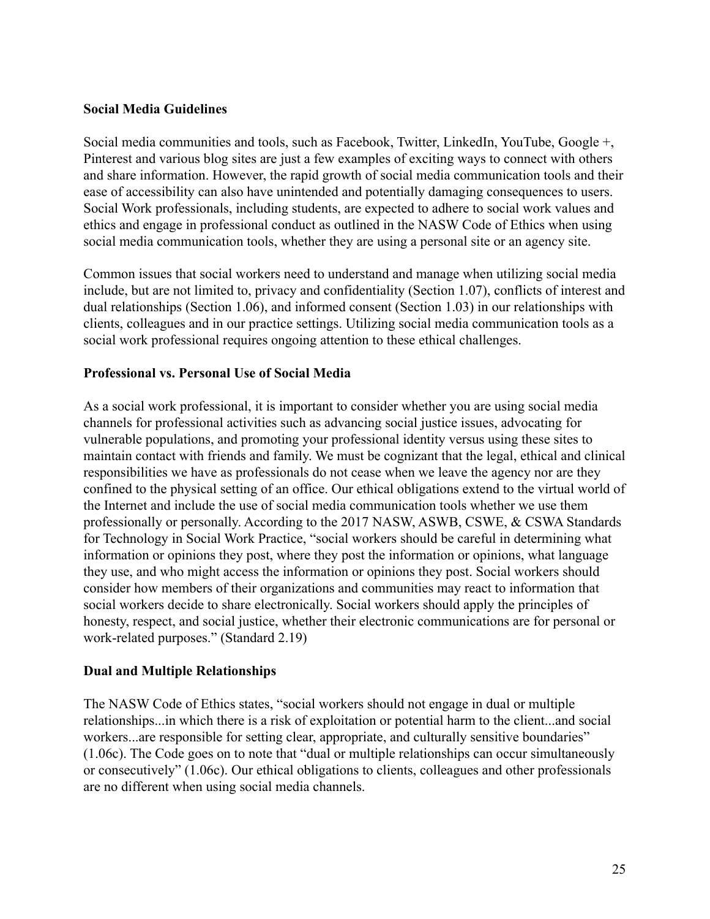**Social Media Guidelines**

Social media communities and tools, such as Facebook, Twitter, LinkedIn, YouTube, Google +, Pinterest and various blog sites are just a few examples of exciting ways to connect with others and share information. However, the rapid growth of social media communication tools and their ease of accessibility can also have unintended and potentially damaging consequences to users. Social Work professionals, including students, are expected to adhere to social work values and ethics and engage in professional conduct as outlined in the NASW Code of Ethics when using social media communication tools, whether they are using a personal site or an agency site.

Common issues that social workers need to understand and manage when utilizing social media include, but are not limited to, privacy and confidentiality (Section 1.07), conflicts of interest and dual relationships (Section 1.06), and informed consent (Section 1.03) in our relationships with clients, colleagues and in our practice settings. Utilizing social media communication tools as a social work professional requires ongoing attention to these ethical challenges.

**Professional vs. Personal Use of Social Media**

As a social work professional, it is important to consider whether you are using social media channels for professional activities such as advancing social justice issues, advocating for vulnerable populations, and promoting your professional identity versus using these sites to maintain contact with friends and family. We must be cognizant that the legal, ethical and clinical responsibilities we have as professionals do not cease when we leave the agency nor are they confined to the physical setting of an office. Our ethical obligations extend to the virtual world of the Internet and include the use of social media communication tools whether we use them professionally or personally. According to the 2017 NASW, ASWB, CSWE, & CSWA Standards for Technology in Social Work Practice, "social workers should be careful in determining what information or opinions they post, where they post the information or opinions, what language they use, and who might access the information or opinions they post. Social workers should consider how members of their organizations and communities may react to information that social workers decide to share electronically. Social workers should apply the principles of honesty, respect, and social justice, whether their electronic communications are for personal or work-related purposes." (Standard 2.19)

**Dual and Multiple Relationships**

The NASW Code of Ethics states, "social workers should not engage in dual or multiple relationships...in which there is a risk of exploitation or potential harm to the client...and social workers...are responsible for setting clear, appropriate, and culturally sensitive boundaries" (1.06c). The Code goes on to note that "dual or multiple relationships can occur simultaneously or consecutively" (1.06c). Our ethical obligations to clients, colleagues and other professionals are no different when using social media channels.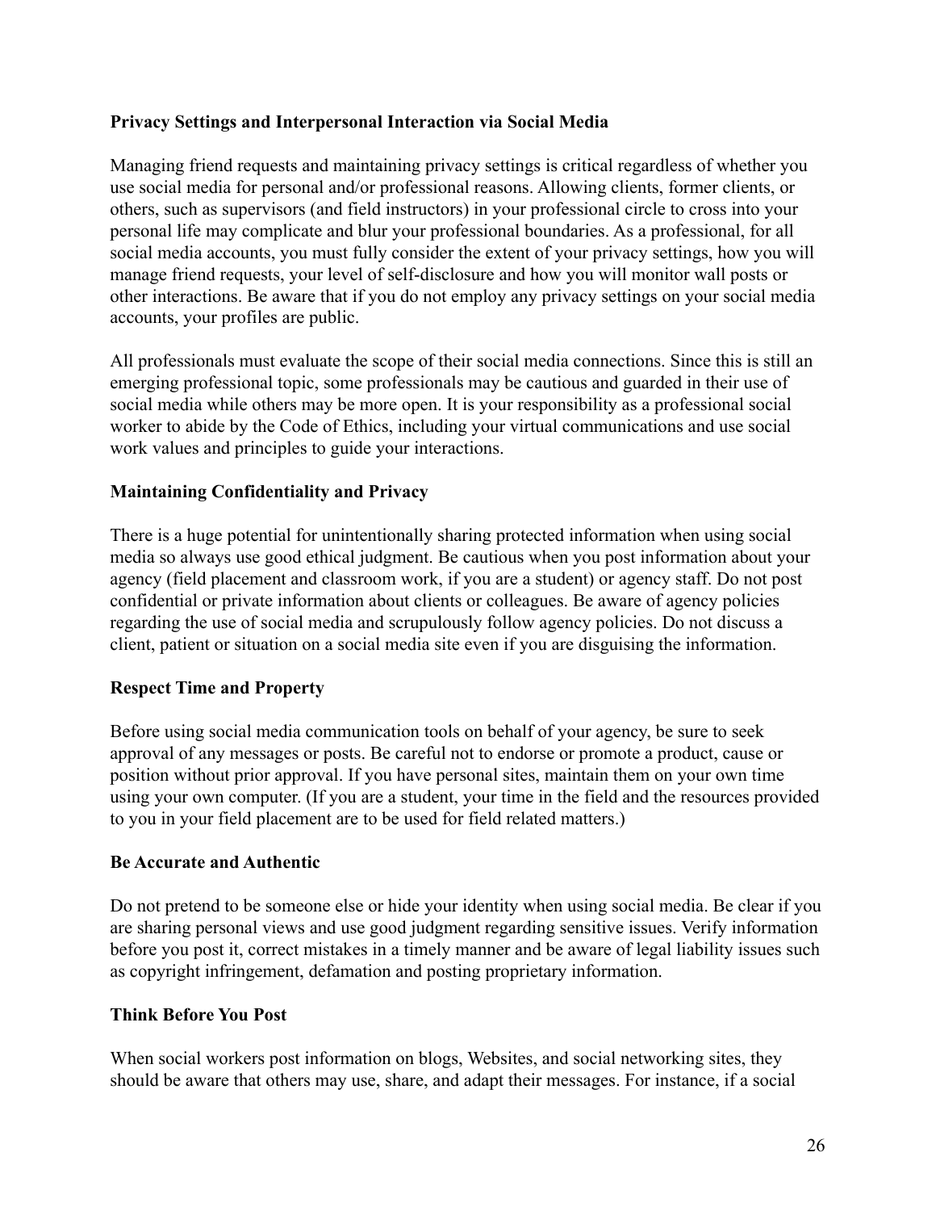**Privacy Settings and Interpersonal Interaction via Social Media**

Managing friend requests and maintaining privacy settings is critical regardless of whether you use social media for personal and/or professional reasons. Allowing clients, former clients, or others, such as supervisors (and field instructors) in your professional circle to cross into your personal life may complicate and blur your professional boundaries. As a professional, for all social media accounts, you must fully consider the extent of your privacy settings, how you will manage friend requests, your level of self-disclosure and how you will monitor wall posts or other interactions. Be aware that if you do not employ any privacy settings on your social media accounts, your profiles are public.

All professionals must evaluate the scope of their social media connections. Since this is still an emerging professional topic, some professionals may be cautious and guarded in their use of social media while others may be more open. It is your responsibility as a professional social worker to abide by the Code of Ethics, including your virtual communications and use social work values and principles to guide your interactions.

**Maintaining Confidentiality and Privacy**

There is a huge potential for unintentionally sharing protected information when using social media so always use good ethical judgment. Be cautious when you post information about your agency (field placement and classroom work, if you are a student) or agency staff. Do not post confidential or private information about clients or colleagues. Be aware of agency policies regarding the use of social media and scrupulously follow agency policies. Do not discuss a client, patient or situation on a social media site even if you are disguising the information.

**Respect Time and Property**

Before using social media communication tools on behalf of your agency, be sure to seek approval of any messages or posts. Be careful not to endorse or promote a product, cause or position without prior approval. If you have personal sites, maintain them on your own time using your own computer. (If you are a student, your time in the field and the resources provided to you in your field placement are to be used for field related matters.)

**Be Accurate and Authentic**

Do not pretend to be someone else or hide your identity when using social media. Be clear if you are sharing personal views and use good judgment regarding sensitive issues. Verify information before you post it, correct mistakes in a timely manner and be aware of legal liability issues such as copyright infringement, defamation and posting proprietary information.

**Think Before You Post**

When social workers post information on blogs, Websites, and social networking sites, they should be aware that others may use, share, and adapt their messages. For instance, if a social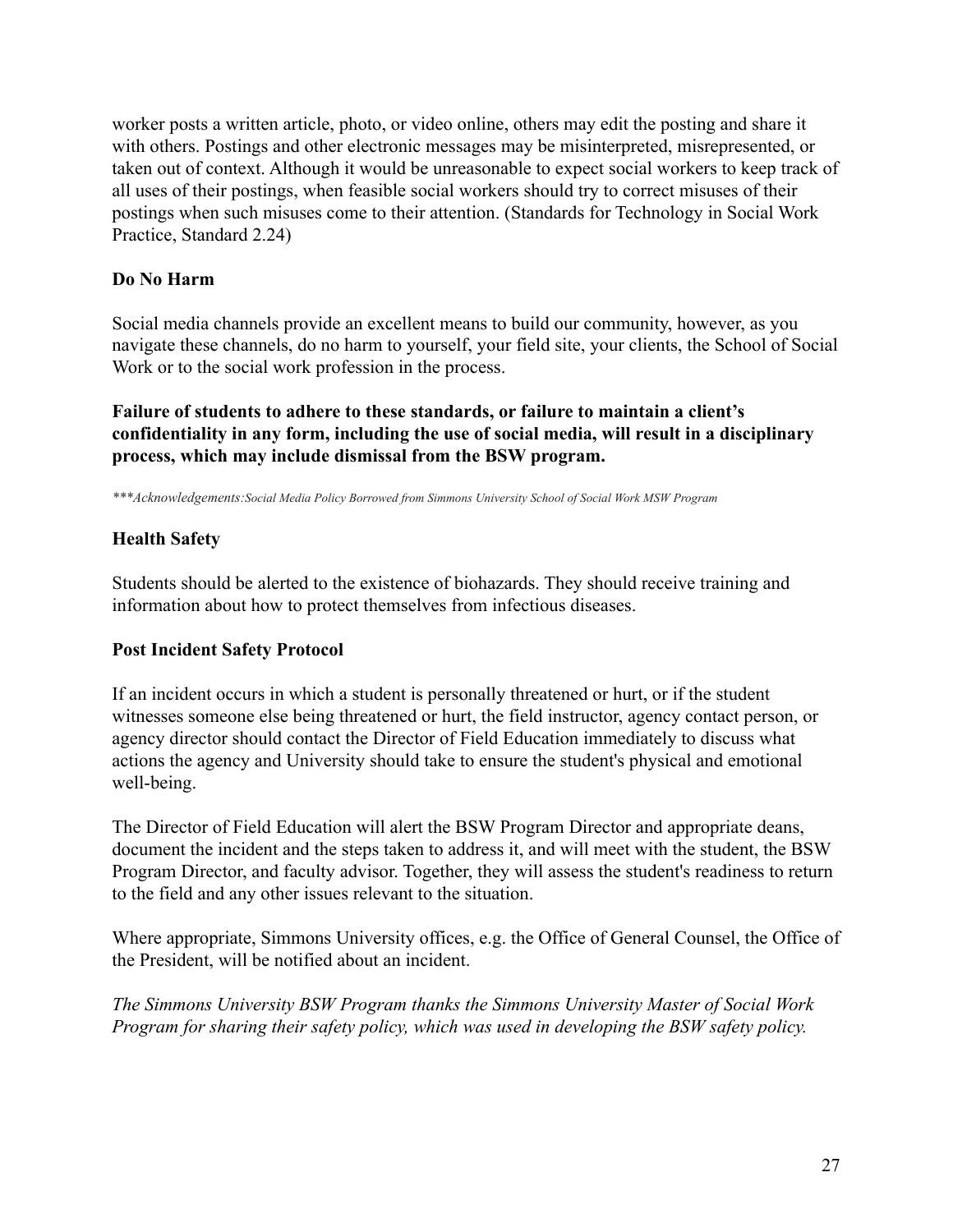worker posts a written article, photo, or video online, others may edit the posting and share it with others. Postings and other electronic messages may be misinterpreted, misrepresented, or taken out of context. Although it would be unreasonable to expect social workers to keep track of all uses of their postings, when feasible social workers should try to correct misuses of their postings when such misuses come to their attention. (Standards for Technology in Social Work Practice, Standard 2.24)

**Do No Harm**

Social media channels provide an excellent means to build our community, however, as you navigate these channels, do no harm to yourself, your field site, your clients, the School of Social Work or to the social work profession in the process.

**Failure of students to adhere to these standards, or failure to maintain a client's confidentiality in any form, including the use of social media, will result in a disciplinary process, which may include dismissal from the BSW program.**

*\*\*\*Acknowledgements:Social Media Policy Borrowed from Simmons University School of Social Work MSW Program*

**Health Safety**

Students should be alerted to the existence of biohazards. They should receive training and information about how to protect themselves from infectious diseases.

**Post Incident Safety Protocol**

If an incident occurs in which a student is personally threatened or hurt, or if the student witnesses someone else being threatened or hurt, the field instructor, agency contact person, or agency director should contact the Director of Field Education immediately to discuss what actions the agency and University should take to ensure the student's physical and emotional well-being.

The Director of Field Education will alert the BSW Program Director and appropriate deans, document the incident and the steps taken to address it, and will meet with the student, the BSW Program Director, and faculty advisor. Together, they will assess the student's readiness to return to the field and any other issues relevant to the situation.

Where appropriate, Simmons University offices, e.g. the Office of General Counsel, the Office of the President, will be notified about an incident.

*The Simmons University BSW Program thanks the Simmons University Master of Social Work Program for sharing their safety policy, which was used in developing the BSW safety policy.*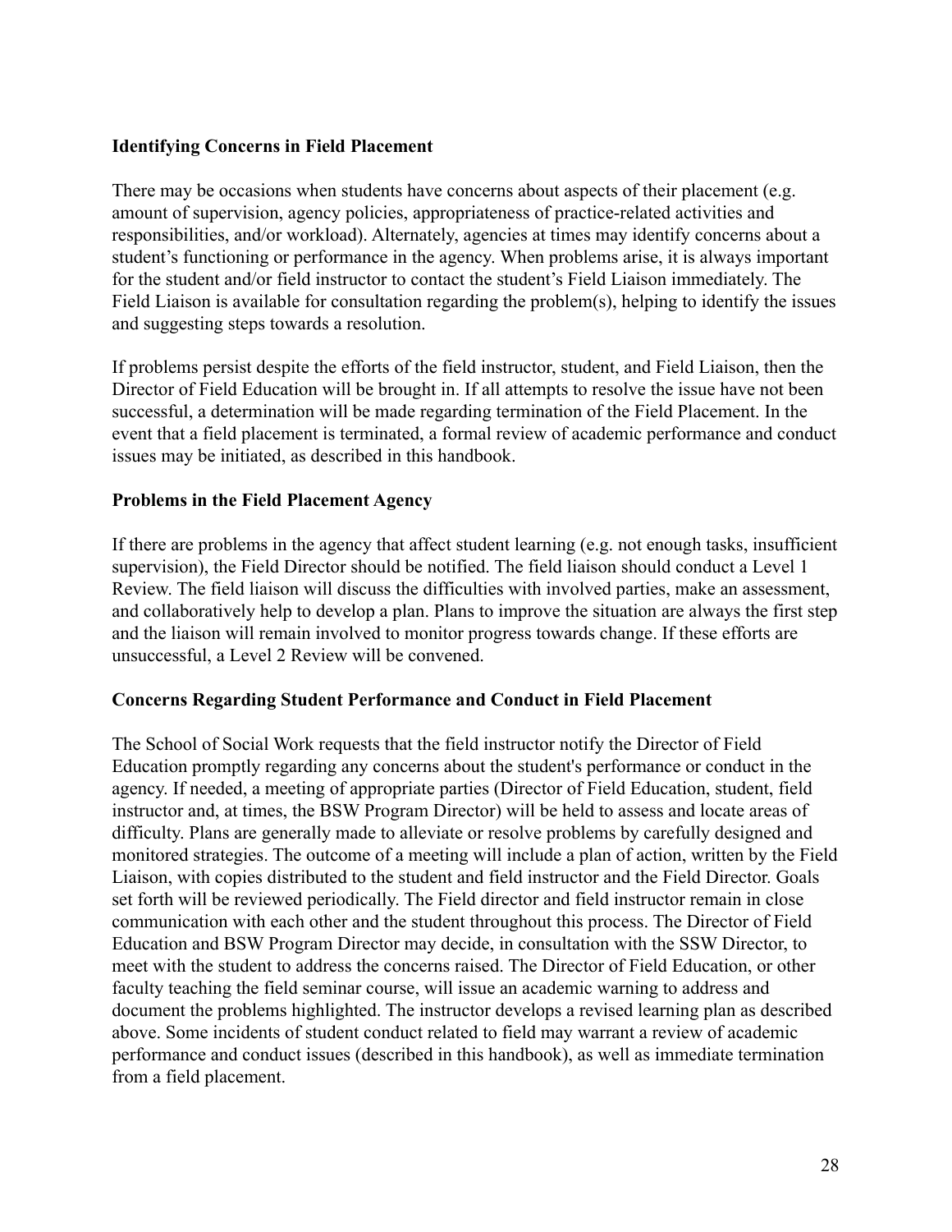**Identifying Concerns in Field Placement**

There may be occasions when students have concerns about aspects of their placement (e.g. amount of supervision, agency policies, appropriateness of practice-related activities and responsibilities, and/or workload). Alternately, agencies at times may identify concerns about a student's functioning or performance in the agency. When problems arise, it is always important for the student and/or field instructor to contact the student's Field Liaison immediately. The Field Liaison is available for consultation regarding the problem(s), helping to identify the issues and suggesting steps towards a resolution.

If problems persist despite the efforts of the field instructor, student, and Field Liaison, then the Director of Field Education will be brought in. If all attempts to resolve the issue have not been successful, a determination will be made regarding termination of the Field Placement. In the event that a field placement is terminated, a formal review of academic performance and conduct issues may be initiated, as described in this handbook.

**Problems in the Field Placement Agency**

If there are problems in the agency that affect student learning (e.g. not enough tasks, insufficient supervision), the Field Director should be notified. The field liaison should conduct a Level 1 Review. The field liaison will discuss the difficulties with involved parties, make an assessment, and collaboratively help to develop a plan. Plans to improve the situation are always the first step and the liaison will remain involved to monitor progress towards change. If these efforts are unsuccessful, a Level 2 Review will be convened.

**Concerns Regarding Student Performance and Conduct in Field Placement**

The School of Social Work requests that the field instructor notify the Director of Field Education promptly regarding any concerns about the student's performance or conduct in the agency. If needed, a meeting of appropriate parties (Director of Field Education, student, field instructor and, at times, the BSW Program Director) will be held to assess and locate areas of difficulty. Plans are generally made to alleviate or resolve problems by carefully designed and monitored strategies. The outcome of a meeting will include a plan of action, written by the Field Liaison, with copies distributed to the student and field instructor and the Field Director. Goals set forth will be reviewed periodically. The Field director and field instructor remain in close communication with each other and the student throughout this process. The Director of Field Education and BSW Program Director may decide, in consultation with the SSW Director, to meet with the student to address the concerns raised. The Director of Field Education, or other faculty teaching the field seminar course, will issue an academic warning to address and document the problems highlighted. The instructor develops a revised learning plan as described above. Some incidents of student conduct related to field may warrant a review of academic performance and conduct issues (described in this handbook), as well as immediate termination from a field placement.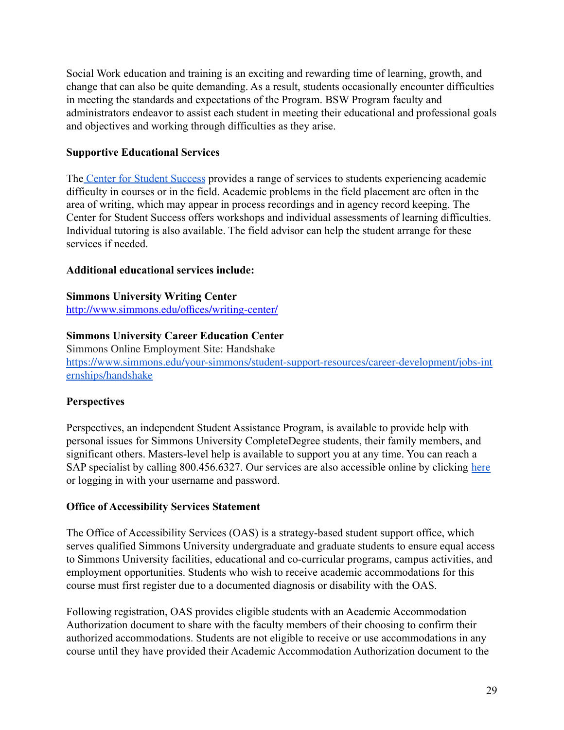Social Work education and training is an exciting and rewarding time of learning, growth, and change that can also be quite demanding. As a result, students occasionally encounter difficulties in meeting the standards and expectations of the Program. BSW Program faculty and administrators endeavor to assist each student in meeting their educational and professional goals and objectives and working through difficulties as they arise.

**Supportive Educational Services**

The Center for Student Success provides a range of services to students experiencing academic difficulty in courses or in the field. Academic problems in the field placement are often in the area of writing, which may appear in process recordings and in agency record keeping. The Center for Student Success offers workshops and individual assessments of learning difficulties. Individual tutoring is also available. The field advisor can help the student arrange for these services if needed.

**Additional educational services include:**

**Simmons University Writing Center**
http://www.simmons.edu/offices/writing-center/

**Simmons University Career Education Center**
Simmons Online Employment Site: Handshake
https://www.simmons.edu/your-simmons/student-support-resources/career-development/jobs-internships/handshake

**Perspectives**

Perspectives, an independent Student Assistance Program, is available to provide help with personal issues for Simmons University CompleteDegree students, their family members, and significant others. Masters-level help is available to support you at any time. You can reach a SAP specialist by calling 800.456.6327. Our services are also accessible online by clicking here or logging in with your username and password.

**Office of Accessibility Services Statement**

The Office of Accessibility Services (OAS) is a strategy-based student support office, which serves qualified Simmons University undergraduate and graduate students to ensure equal access to Simmons University facilities, educational and co-curricular programs, campus activities, and employment opportunities. Students who wish to receive academic accommodations for this course must first register due to a documented diagnosis or disability with the OAS.

Following registration, OAS provides eligible students with an Academic Accommodation Authorization document to share with the faculty members of their choosing to confirm their authorized accommodations. Students are not eligible to receive or use accommodations in any course until they have provided their Academic Accommodation Authorization document to the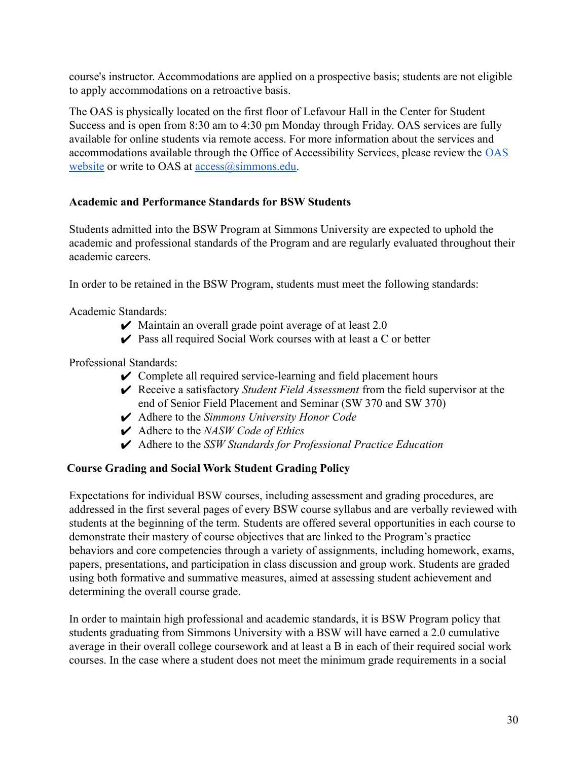course's instructor. Accommodations are applied on a prospective basis; students are not eligible to apply accommodations on a retroactive basis.

The OAS is physically located on the first floor of Lefavour Hall in the Center for Student Success and is open from 8:30 am to 4:30 pm Monday through Friday. OAS services are fully available for online students via remote access. For more information about the services and accommodations available through the Office of Accessibility Services, please review the [OAS website](#) or write to OAS at [access@simmons.edu](mailto:access@simmons.edu).

### Academic and Performance Standards for BSW Students

Students admitted into the BSW Program at Simmons University are expected to uphold the academic and professional standards of the Program and are regularly evaluated throughout their academic careers.

In order to be retained in the BSW Program, students must meet the following standards:

Academic Standards:

- ✔ Maintain an overall grade point average of at least 2.0
- ✔ Pass all required Social Work courses with at least a C or better

Professional Standards:

- ✔ Complete all required service-learning and field placement hours
- ✔ Receive a satisfactory *Student Field Assessment* from the field supervisor at the end of Senior Field Placement and Seminar (SW 370 and SW 370)
- ✔ Adhere to the *Simmons University Honor Code*
- ✔ Adhere to the *NASW Code of Ethics*
- ✔ Adhere to the *SSW Standards for Professional Practice Education*

### Course Grading and Social Work Student Grading Policy

Expectations for individual BSW courses, including assessment and grading procedures, are addressed in the first several pages of every BSW course syllabus and are verbally reviewed with students at the beginning of the term. Students are offered several opportunities in each course to demonstrate their mastery of course objectives that are linked to the Program's practice behaviors and core competencies through a variety of assignments, including homework, exams, papers, presentations, and participation in class discussion and group work. Students are graded using both formative and summative measures, aimed at assessing student achievement and determining the overall course grade.

In order to maintain high professional and academic standards, it is BSW Program policy that students graduating from Simmons University with a BSW will have earned a 2.0 cumulative average in their overall college coursework and at least a B in each of their required social work courses. In the case where a student does not meet the minimum grade requirements in a social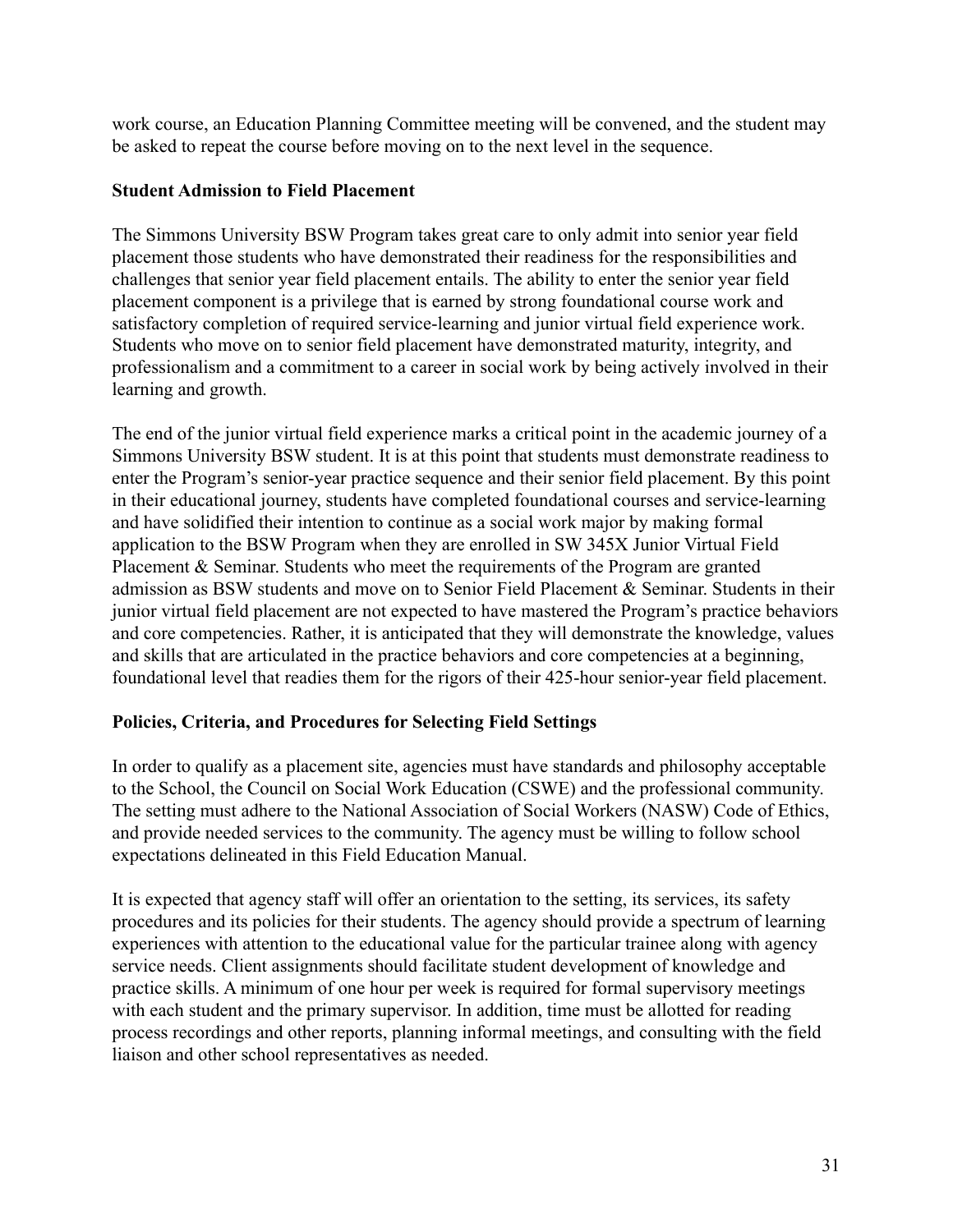work course, an Education Planning Committee meeting will be convened, and the student may be asked to repeat the course before moving on to the next level in the sequence.

**Student Admission to Field Placement**

The Simmons University BSW Program takes great care to only admit into senior year field placement those students who have demonstrated their readiness for the responsibilities and challenges that senior year field placement entails. The ability to enter the senior year field placement component is a privilege that is earned by strong foundational course work and satisfactory completion of required service-learning and junior virtual field experience work. Students who move on to senior field placement have demonstrated maturity, integrity, and professionalism and a commitment to a career in social work by being actively involved in their learning and growth.

The end of the junior virtual field experience marks a critical point in the academic journey of a Simmons University BSW student. It is at this point that students must demonstrate readiness to enter the Program's senior-year practice sequence and their senior field placement. By this point in their educational journey, students have completed foundational courses and service-learning and have solidified their intention to continue as a social work major by making formal application to the BSW Program when they are enrolled in SW 345X Junior Virtual Field Placement & Seminar. Students who meet the requirements of the Program are granted admission as BSW students and move on to Senior Field Placement & Seminar. Students in their junior virtual field placement are not expected to have mastered the Program's practice behaviors and core competencies. Rather, it is anticipated that they will demonstrate the knowledge, values and skills that are articulated in the practice behaviors and core competencies at a beginning, foundational level that readies them for the rigors of their 425-hour senior-year field placement.

**Policies, Criteria, and Procedures for Selecting Field Settings**

In order to qualify as a placement site, agencies must have standards and philosophy acceptable to the School, the Council on Social Work Education (CSWE) and the professional community. The setting must adhere to the National Association of Social Workers (NASW) Code of Ethics, and provide needed services to the community. The agency must be willing to follow school expectations delineated in this Field Education Manual.

It is expected that agency staff will offer an orientation to the setting, its services, its safety procedures and its policies for their students. The agency should provide a spectrum of learning experiences with attention to the educational value for the particular trainee along with agency service needs. Client assignments should facilitate student development of knowledge and practice skills. A minimum of one hour per week is required for formal supervisory meetings with each student and the primary supervisor. In addition, time must be allotted for reading process recordings and other reports, planning informal meetings, and consulting with the field liaison and other school representatives as needed.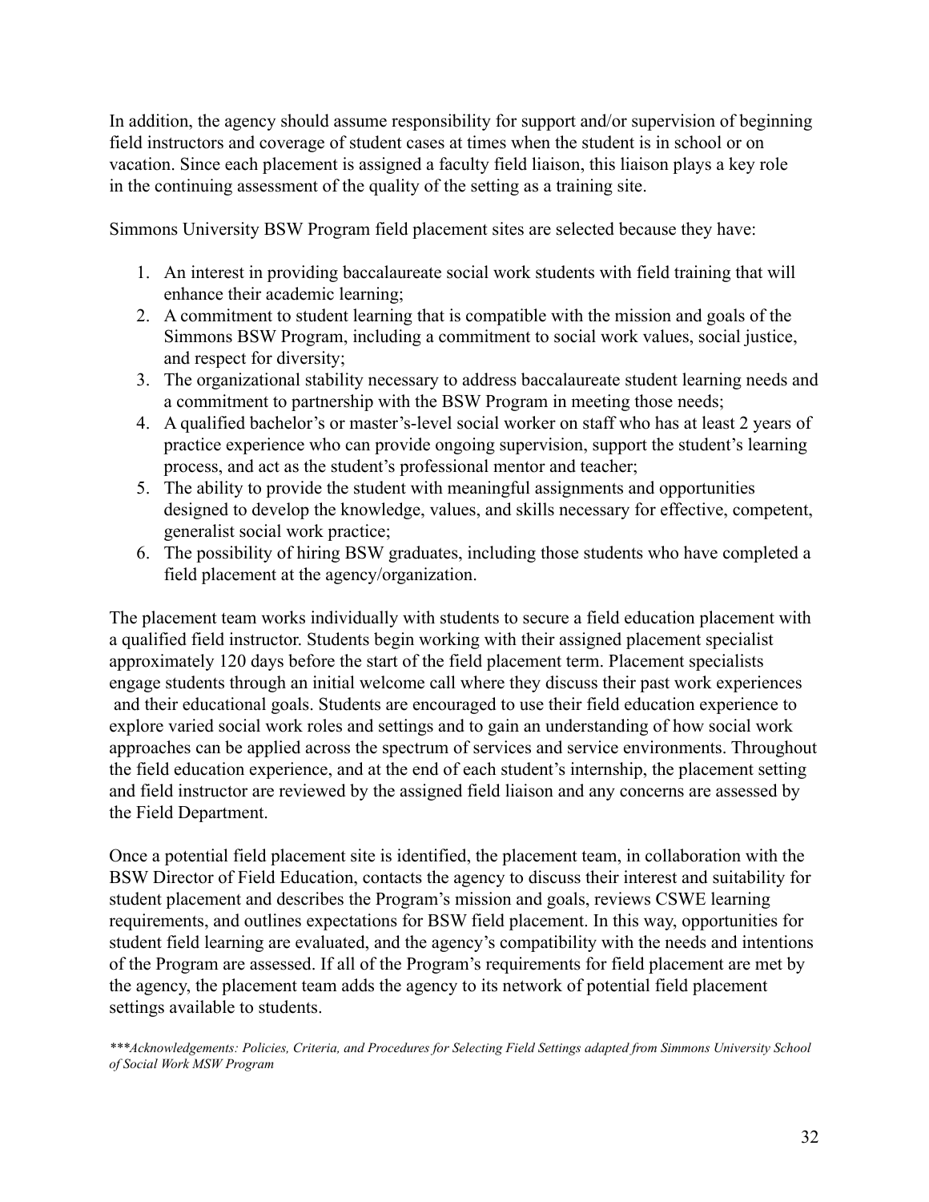In addition, the agency should assume responsibility for support and/or supervision of beginning field instructors and coverage of student cases at times when the student is in school or on vacation. Since each placement is assigned a faculty field liaison, this liaison plays a key role in the continuing assessment of the quality of the setting as a training site.

Simmons University BSW Program field placement sites are selected because they have:

1. An interest in providing baccalaureate social work students with field training that will enhance their academic learning;
2. A commitment to student learning that is compatible with the mission and goals of the Simmons BSW Program, including a commitment to social work values, social justice, and respect for diversity;
3. The organizational stability necessary to address baccalaureate student learning needs and a commitment to partnership with the BSW Program in meeting those needs;
4. A qualified bachelor's or master's-level social worker on staff who has at least 2 years of practice experience who can provide ongoing supervision, support the student's learning process, and act as the student's professional mentor and teacher;
5. The ability to provide the student with meaningful assignments and opportunities designed to develop the knowledge, values, and skills necessary for effective, competent, generalist social work practice;
6. The possibility of hiring BSW graduates, including those students who have completed a field placement at the agency/organization.

The placement team works individually with students to secure a field education placement with a qualified field instructor. Students begin working with their assigned placement specialist approximately 120 days before the start of the field placement term. Placement specialists engage students through an initial welcome call where they discuss their past work experiences and their educational goals. Students are encouraged to use their field education experience to explore varied social work roles and settings and to gain an understanding of how social work approaches can be applied across the spectrum of services and service environments. Throughout the field education experience, and at the end of each student's internship, the placement setting and field instructor are reviewed by the assigned field liaison and any concerns are assessed by the Field Department.

Once a potential field placement site is identified, the placement team, in collaboration with the BSW Director of Field Education, contacts the agency to discuss their interest and suitability for student placement and describes the Program's mission and goals, reviews CSWE learning requirements, and outlines expectations for BSW field placement. In this way, opportunities for student field learning are evaluated, and the agency's compatibility with the needs and intentions of the Program are assessed. If all of the Program's requirements for field placement are met by the agency, the placement team adds the agency to its network of potential field placement settings available to students.

*\*\*\*Acknowledgements: Policies, Criteria, and Procedures for Selecting Field Settings adapted from Simmons University School of Social Work MSW Program*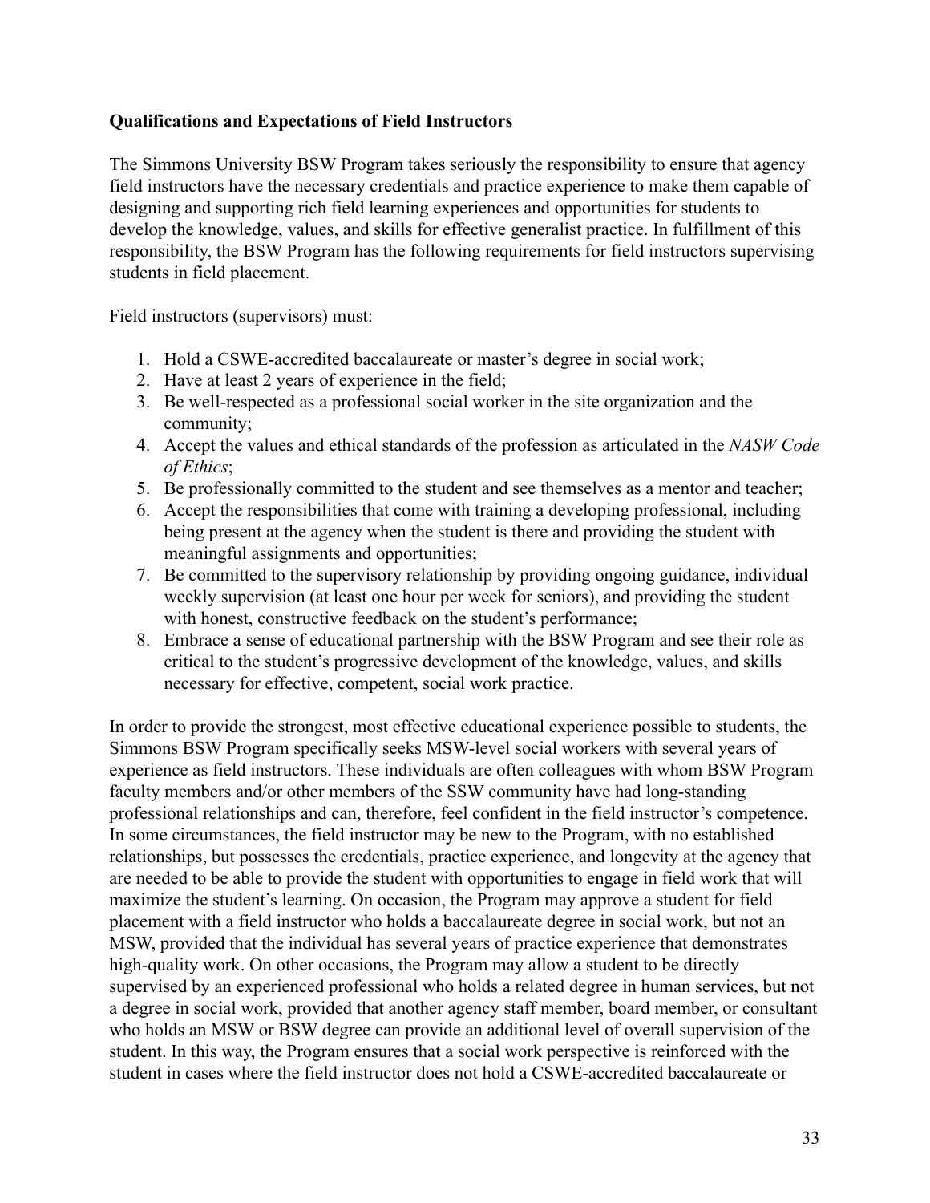**Qualifications and Expectations of Field Instructors**

The Simmons University BSW Program takes seriously the responsibility to ensure that agency field instructors have the necessary credentials and practice experience to make them capable of designing and supporting rich field learning experiences and opportunities for students to develop the knowledge, values, and skills for effective generalist practice. In fulfillment of this responsibility, the BSW Program has the following requirements for field instructors supervising students in field placement.

Field instructors (supervisors) must:

1. Hold a CSWE-accredited baccalaureate or master's degree in social work;
2. Have at least 2 years of experience in the field;
3. Be well-respected as a professional social worker in the site organization and the community;
4. Accept the values and ethical standards of the profession as articulated in the *NASW Code of Ethics*;
5. Be professionally committed to the student and see themselves as a mentor and teacher;
6. Accept the responsibilities that come with training a developing professional, including being present at the agency when the student is there and providing the student with meaningful assignments and opportunities;
7. Be committed to the supervisory relationship by providing ongoing guidance, individual weekly supervision (at least one hour per week for seniors), and providing the student with honest, constructive feedback on the student's performance;
8. Embrace a sense of educational partnership with the BSW Program and see their role as critical to the student's progressive development of the knowledge, values, and skills necessary for effective, competent, social work practice.

In order to provide the strongest, most effective educational experience possible to students, the Simmons BSW Program specifically seeks MSW-level social workers with several years of experience as field instructors. These individuals are often colleagues with whom BSW Program faculty members and/or other members of the SSW community have had long-standing professional relationships and can, therefore, feel confident in the field instructor's competence. In some circumstances, the field instructor may be new to the Program, with no established relationships, but possesses the credentials, practice experience, and longevity at the agency that are needed to be able to provide the student with opportunities to engage in field work that will maximize the student's learning. On occasion, the Program may approve a student for field placement with a field instructor who holds a baccalaureate degree in social work, but not an MSW, provided that the individual has several years of practice experience that demonstrates high-quality work. On other occasions, the Program may allow a student to be directly supervised by an experienced professional who holds a related degree in human services, but not a degree in social work, provided that another agency staff member, board member, or consultant who holds an MSW or BSW degree can provide an additional level of overall supervision of the student. In this way, the Program ensures that a social work perspective is reinforced with the student in cases where the field instructor does not hold a CSWE-accredited baccalaureate or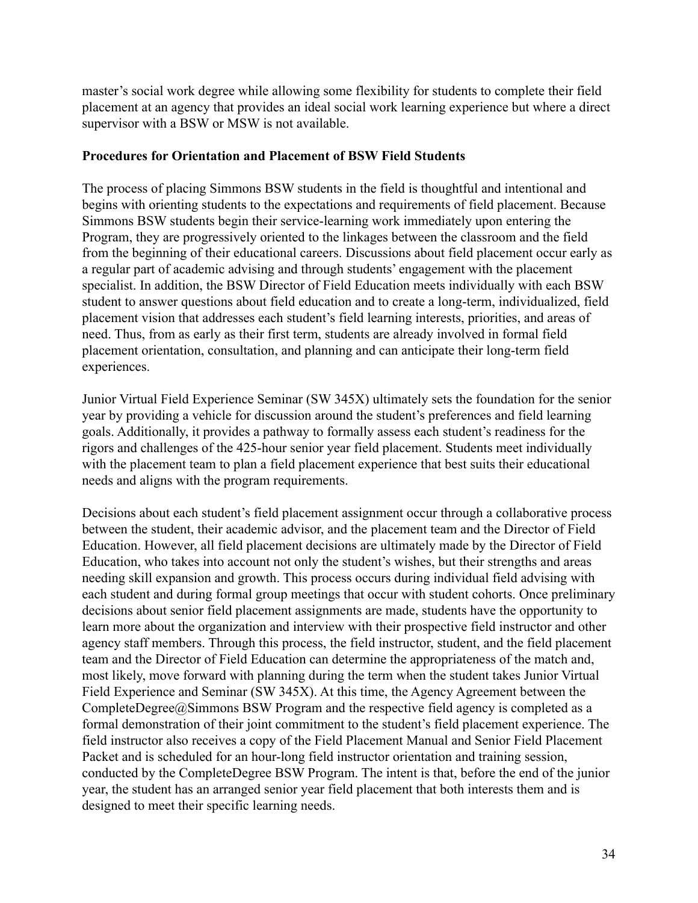master's social work degree while allowing some flexibility for students to complete their field placement at an agency that provides an ideal social work learning experience but where a direct supervisor with a BSW or MSW is not available.

**Procedures for Orientation and Placement of BSW Field Students**

The process of placing Simmons BSW students in the field is thoughtful and intentional and begins with orienting students to the expectations and requirements of field placement. Because Simmons BSW students begin their service-learning work immediately upon entering the Program, they are progressively oriented to the linkages between the classroom and the field from the beginning of their educational careers. Discussions about field placement occur early as a regular part of academic advising and through students' engagement with the placement specialist. In addition, the BSW Director of Field Education meets individually with each BSW student to answer questions about field education and to create a long-term, individualized, field placement vision that addresses each student's field learning interests, priorities, and areas of need. Thus, from as early as their first term, students are already involved in formal field placement orientation, consultation, and planning and can anticipate their long-term field experiences.

Junior Virtual Field Experience Seminar (SW 345X) ultimately sets the foundation for the senior year by providing a vehicle for discussion around the student's preferences and field learning goals. Additionally, it provides a pathway to formally assess each student's readiness for the rigors and challenges of the 425-hour senior year field placement. Students meet individually with the placement team to plan a field placement experience that best suits their educational needs and aligns with the program requirements.

Decisions about each student's field placement assignment occur through a collaborative process between the student, their academic advisor, and the placement team and the Director of Field Education. However, all field placement decisions are ultimately made by the Director of Field Education, who takes into account not only the student's wishes, but their strengths and areas needing skill expansion and growth. This process occurs during individual field advising with each student and during formal group meetings that occur with student cohorts. Once preliminary decisions about senior field placement assignments are made, students have the opportunity to learn more about the organization and interview with their prospective field instructor and other agency staff members. Through this process, the field instructor, student, and the field placement team and the Director of Field Education can determine the appropriateness of the match and, most likely, move forward with planning during the term when the student takes Junior Virtual Field Experience and Seminar (SW 345X). At this time, the Agency Agreement between the CompleteDegree@Simmons BSW Program and the respective field agency is completed as a formal demonstration of their joint commitment to the student's field placement experience. The field instructor also receives a copy of the Field Placement Manual and Senior Field Placement Packet and is scheduled for an hour-long field instructor orientation and training session, conducted by the CompleteDegree BSW Program. The intent is that, before the end of the junior year, the student has an arranged senior year field placement that both interests them and is designed to meet their specific learning needs.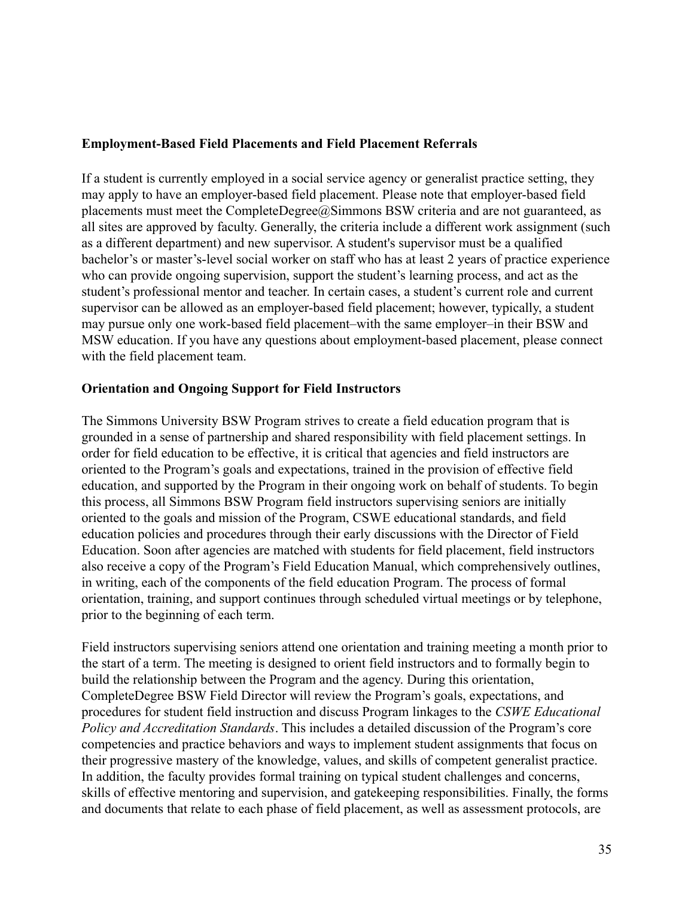**Employment-Based Field Placements and Field Placement Referrals**

If a student is currently employed in a social service agency or generalist practice setting, they may apply to have an employer-based field placement. Please note that employer-based field placements must meet the CompleteDegree@Simmons BSW criteria and are not guaranteed, as all sites are approved by faculty. Generally, the criteria include a different work assignment (such as a different department) and new supervisor. A student's supervisor must be a qualified bachelor's or master's-level social worker on staff who has at least 2 years of practice experience who can provide ongoing supervision, support the student's learning process, and act as the student's professional mentor and teacher. In certain cases, a student's current role and current supervisor can be allowed as an employer-based field placement; however, typically, a student may pursue only one work-based field placement–with the same employer–in their BSW and MSW education. If you have any questions about employment-based placement, please connect with the field placement team.

**Orientation and Ongoing Support for Field Instructors**

The Simmons University BSW Program strives to create a field education program that is grounded in a sense of partnership and shared responsibility with field placement settings. In order for field education to be effective, it is critical that agencies and field instructors are oriented to the Program's goals and expectations, trained in the provision of effective field education, and supported by the Program in their ongoing work on behalf of students. To begin this process, all Simmons BSW Program field instructors supervising seniors are initially oriented to the goals and mission of the Program, CSWE educational standards, and field education policies and procedures through their early discussions with the Director of Field Education. Soon after agencies are matched with students for field placement, field instructors also receive a copy of the Program's Field Education Manual, which comprehensively outlines, in writing, each of the components of the field education Program. The process of formal orientation, training, and support continues through scheduled virtual meetings or by telephone, prior to the beginning of each term.

Field instructors supervising seniors attend one orientation and training meeting a month prior to the start of a term. The meeting is designed to orient field instructors and to formally begin to build the relationship between the Program and the agency. During this orientation, CompleteDegree BSW Field Director will review the Program's goals, expectations, and procedures for student field instruction and discuss Program linkages to the *CSWE Educational Policy and Accreditation Standards*. This includes a detailed discussion of the Program's core competencies and practice behaviors and ways to implement student assignments that focus on their progressive mastery of the knowledge, values, and skills of competent generalist practice. In addition, the faculty provides formal training on typical student challenges and concerns, skills of effective mentoring and supervision, and gatekeeping responsibilities. Finally, the forms and documents that relate to each phase of field placement, as well as assessment protocols, are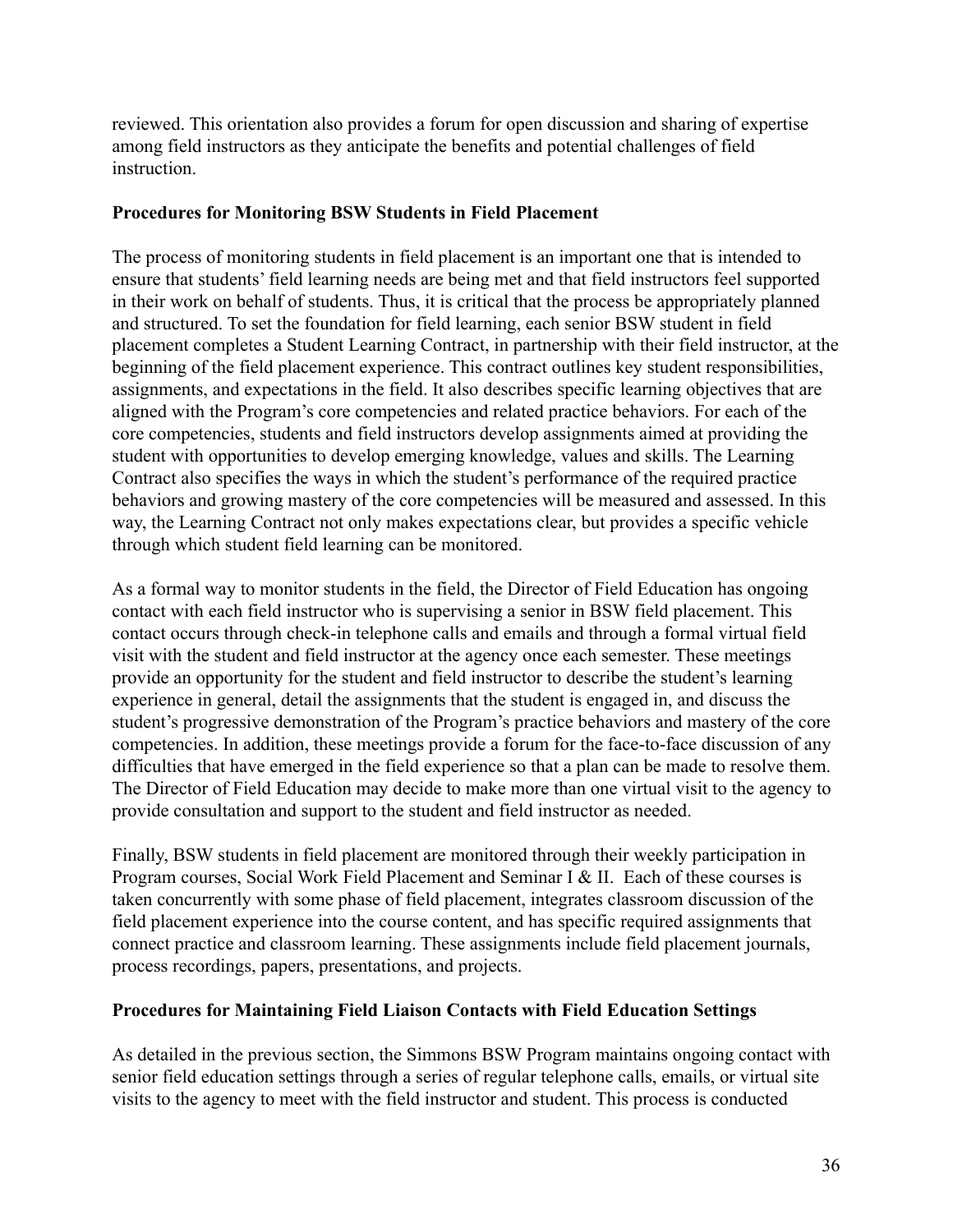reviewed. This orientation also provides a forum for open discussion and sharing of expertise among field instructors as they anticipate the benefits and potential challenges of field instruction.

**Procedures for Monitoring BSW Students in Field Placement**

The process of monitoring students in field placement is an important one that is intended to ensure that students' field learning needs are being met and that field instructors feel supported in their work on behalf of students. Thus, it is critical that the process be appropriately planned and structured. To set the foundation for field learning, each senior BSW student in field placement completes a Student Learning Contract, in partnership with their field instructor, at the beginning of the field placement experience. This contract outlines key student responsibilities, assignments, and expectations in the field. It also describes specific learning objectives that are aligned with the Program's core competencies and related practice behaviors. For each of the core competencies, students and field instructors develop assignments aimed at providing the student with opportunities to develop emerging knowledge, values and skills. The Learning Contract also specifies the ways in which the student's performance of the required practice behaviors and growing mastery of the core competencies will be measured and assessed. In this way, the Learning Contract not only makes expectations clear, but provides a specific vehicle through which student field learning can be monitored.

As a formal way to monitor students in the field, the Director of Field Education has ongoing contact with each field instructor who is supervising a senior in BSW field placement. This contact occurs through check-in telephone calls and emails and through a formal virtual field visit with the student and field instructor at the agency once each semester. These meetings provide an opportunity for the student and field instructor to describe the student's learning experience in general, detail the assignments that the student is engaged in, and discuss the student's progressive demonstration of the Program's practice behaviors and mastery of the core competencies. In addition, these meetings provide a forum for the face-to-face discussion of any difficulties that have emerged in the field experience so that a plan can be made to resolve them. The Director of Field Education may decide to make more than one virtual visit to the agency to provide consultation and support to the student and field instructor as needed.

Finally, BSW students in field placement are monitored through their weekly participation in Program courses, Social Work Field Placement and Seminar I & II. Each of these courses is taken concurrently with some phase of field placement, integrates classroom discussion of the field placement experience into the course content, and has specific required assignments that connect practice and classroom learning. These assignments include field placement journals, process recordings, papers, presentations, and projects.

**Procedures for Maintaining Field Liaison Contacts with Field Education Settings**

As detailed in the previous section, the Simmons BSW Program maintains ongoing contact with senior field education settings through a series of regular telephone calls, emails, or virtual site visits to the agency to meet with the field instructor and student. This process is conducted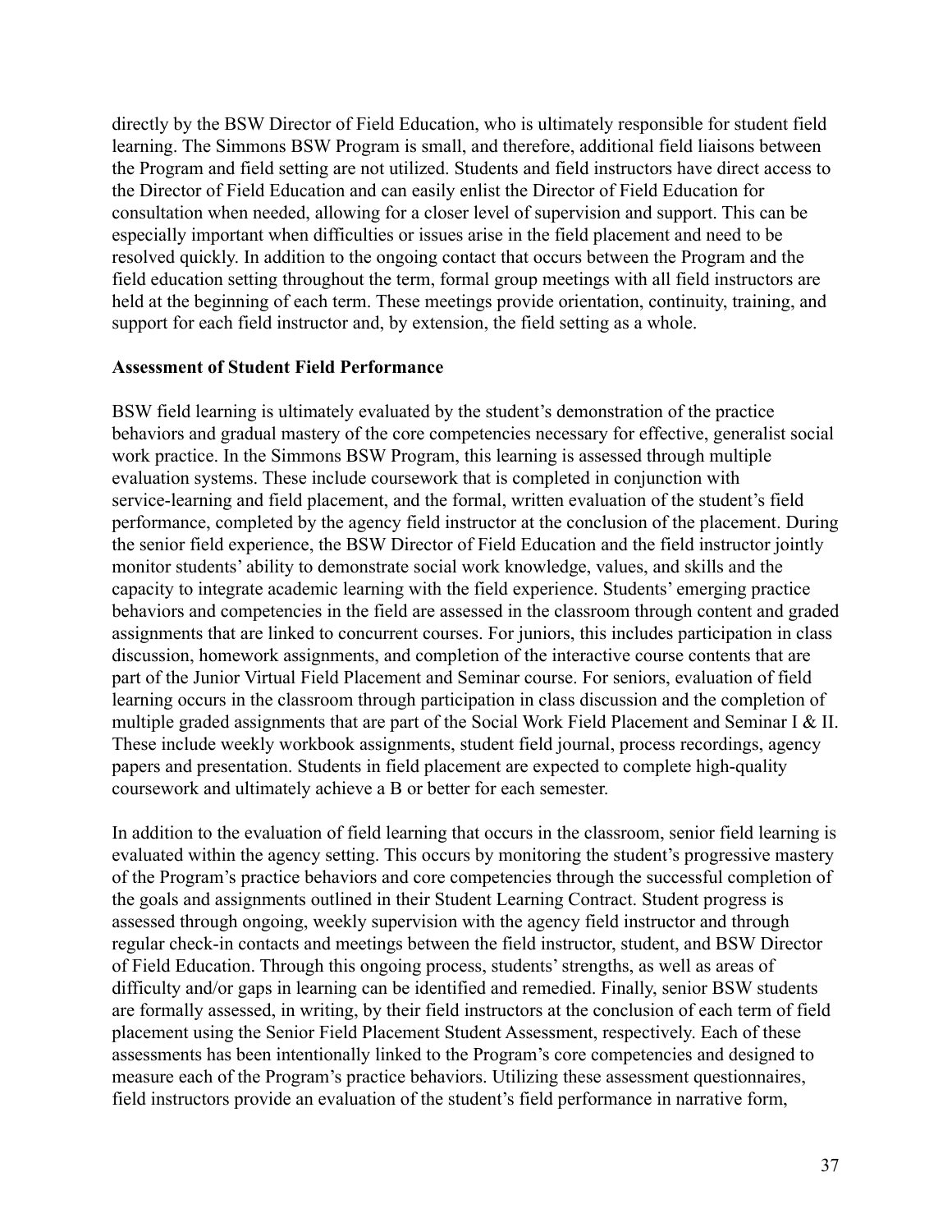directly by the BSW Director of Field Education, who is ultimately responsible for student field learning. The Simmons BSW Program is small, and therefore, additional field liaisons between the Program and field setting are not utilized. Students and field instructors have direct access to the Director of Field Education and can easily enlist the Director of Field Education for consultation when needed, allowing for a closer level of supervision and support. This can be especially important when difficulties or issues arise in the field placement and need to be resolved quickly. In addition to the ongoing contact that occurs between the Program and the field education setting throughout the term, formal group meetings with all field instructors are held at the beginning of each term. These meetings provide orientation, continuity, training, and support for each field instructor and, by extension, the field setting as a whole.

**Assessment of Student Field Performance**

BSW field learning is ultimately evaluated by the student's demonstration of the practice behaviors and gradual mastery of the core competencies necessary for effective, generalist social work practice. In the Simmons BSW Program, this learning is assessed through multiple evaluation systems. These include coursework that is completed in conjunction with service-learning and field placement, and the formal, written evaluation of the student's field performance, completed by the agency field instructor at the conclusion of the placement. During the senior field experience, the BSW Director of Field Education and the field instructor jointly monitor students' ability to demonstrate social work knowledge, values, and skills and the capacity to integrate academic learning with the field experience. Students' emerging practice behaviors and competencies in the field are assessed in the classroom through content and graded assignments that are linked to concurrent courses. For juniors, this includes participation in class discussion, homework assignments, and completion of the interactive course contents that are part of the Junior Virtual Field Placement and Seminar course. For seniors, evaluation of field learning occurs in the classroom through participation in class discussion and the completion of multiple graded assignments that are part of the Social Work Field Placement and Seminar I & II. These include weekly workbook assignments, student field journal, process recordings, agency papers and presentation. Students in field placement are expected to complete high-quality coursework and ultimately achieve a B or better for each semester.

In addition to the evaluation of field learning that occurs in the classroom, senior field learning is evaluated within the agency setting. This occurs by monitoring the student's progressive mastery of the Program's practice behaviors and core competencies through the successful completion of the goals and assignments outlined in their Student Learning Contract. Student progress is assessed through ongoing, weekly supervision with the agency field instructor and through regular check-in contacts and meetings between the field instructor, student, and BSW Director of Field Education. Through this ongoing process, students' strengths, as well as areas of difficulty and/or gaps in learning can be identified and remedied. Finally, senior BSW students are formally assessed, in writing, by their field instructors at the conclusion of each term of field placement using the Senior Field Placement Student Assessment, respectively. Each of these assessments has been intentionally linked to the Program's core competencies and designed to measure each of the Program's practice behaviors. Utilizing these assessment questionnaires, field instructors provide an evaluation of the student's field performance in narrative form,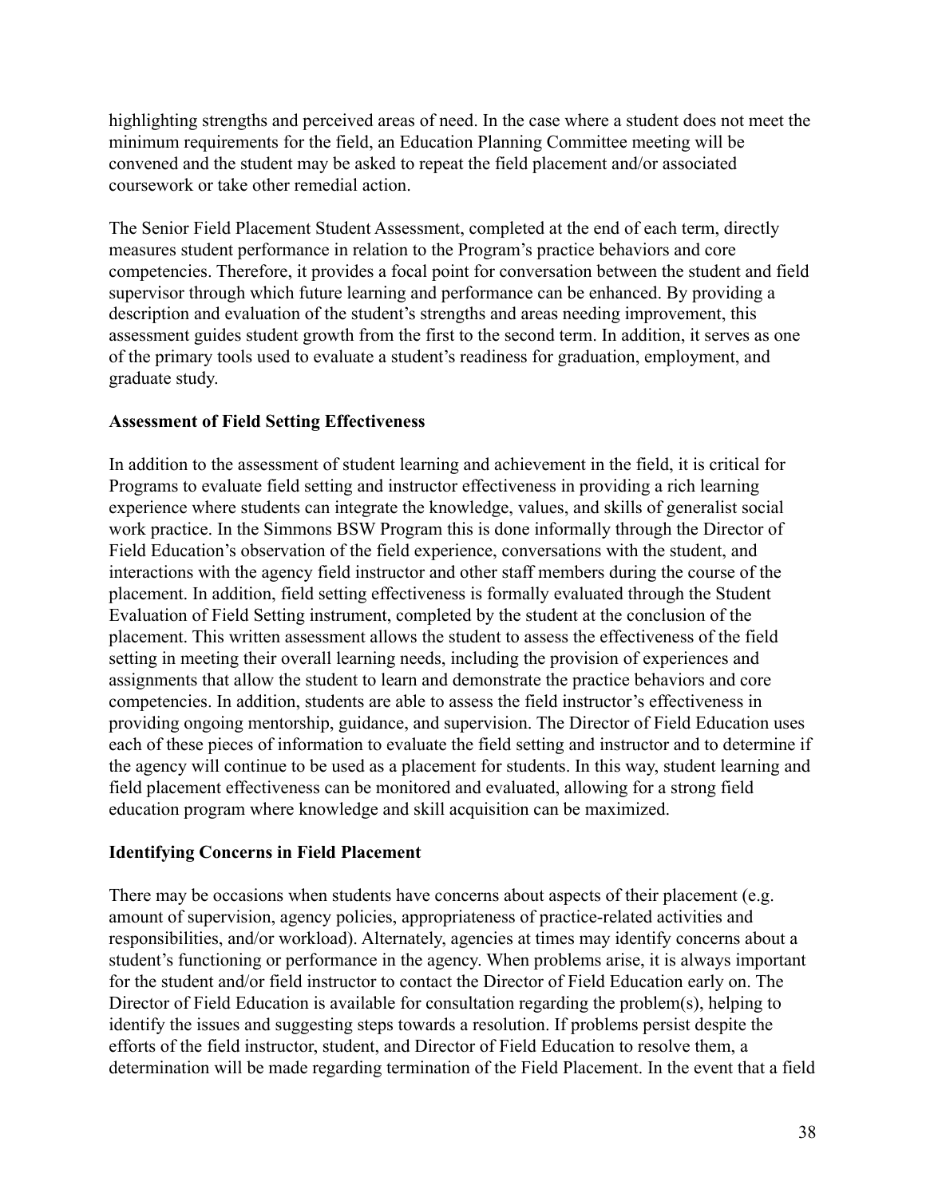highlighting strengths and perceived areas of need. In the case where a student does not meet the minimum requirements for the field, an Education Planning Committee meeting will be convened and the student may be asked to repeat the field placement and/or associated coursework or take other remedial action.

The Senior Field Placement Student Assessment, completed at the end of each term, directly measures student performance in relation to the Program's practice behaviors and core competencies. Therefore, it provides a focal point for conversation between the student and field supervisor through which future learning and performance can be enhanced. By providing a description and evaluation of the student's strengths and areas needing improvement, this assessment guides student growth from the first to the second term. In addition, it serves as one of the primary tools used to evaluate a student's readiness for graduation, employment, and graduate study.

**Assessment of Field Setting Effectiveness**

In addition to the assessment of student learning and achievement in the field, it is critical for Programs to evaluate field setting and instructor effectiveness in providing a rich learning experience where students can integrate the knowledge, values, and skills of generalist social work practice. In the Simmons BSW Program this is done informally through the Director of Field Education's observation of the field experience, conversations with the student, and interactions with the agency field instructor and other staff members during the course of the placement. In addition, field setting effectiveness is formally evaluated through the Student Evaluation of Field Setting instrument, completed by the student at the conclusion of the placement. This written assessment allows the student to assess the effectiveness of the field setting in meeting their overall learning needs, including the provision of experiences and assignments that allow the student to learn and demonstrate the practice behaviors and core competencies. In addition, students are able to assess the field instructor's effectiveness in providing ongoing mentorship, guidance, and supervision. The Director of Field Education uses each of these pieces of information to evaluate the field setting and instructor and to determine if the agency will continue to be used as a placement for students. In this way, student learning and field placement effectiveness can be monitored and evaluated, allowing for a strong field education program where knowledge and skill acquisition can be maximized.

**Identifying Concerns in Field Placement**

There may be occasions when students have concerns about aspects of their placement (e.g. amount of supervision, agency policies, appropriateness of practice-related activities and responsibilities, and/or workload). Alternately, agencies at times may identify concerns about a student's functioning or performance in the agency. When problems arise, it is always important for the student and/or field instructor to contact the Director of Field Education early on. The Director of Field Education is available for consultation regarding the problem(s), helping to identify the issues and suggesting steps towards a resolution. If problems persist despite the efforts of the field instructor, student, and Director of Field Education to resolve them, a determination will be made regarding termination of the Field Placement. In the event that a field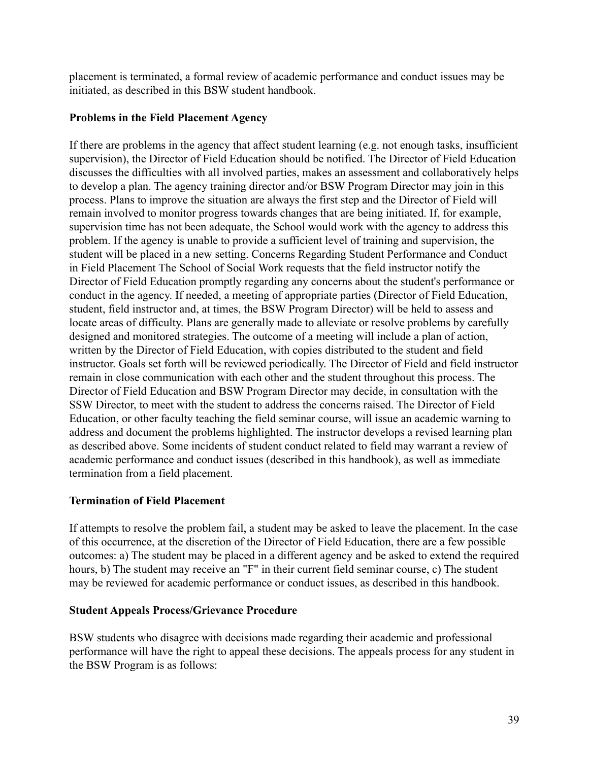placement is terminated, a formal review of academic performance and conduct issues may be initiated, as described in this BSW student handbook.

**Problems in the Field Placement Agency**

If there are problems in the agency that affect student learning (e.g. not enough tasks, insufficient supervision), the Director of Field Education should be notified. The Director of Field Education discusses the difficulties with all involved parties, makes an assessment and collaboratively helps to develop a plan. The agency training director and/or BSW Program Director may join in this process. Plans to improve the situation are always the first step and the Director of Field will remain involved to monitor progress towards changes that are being initiated. If, for example, supervision time has not been adequate, the School would work with the agency to address this problem. If the agency is unable to provide a sufficient level of training and supervision, the student will be placed in a new setting. Concerns Regarding Student Performance and Conduct in Field Placement The School of Social Work requests that the field instructor notify the Director of Field Education promptly regarding any concerns about the student's performance or conduct in the agency. If needed, a meeting of appropriate parties (Director of Field Education, student, field instructor and, at times, the BSW Program Director) will be held to assess and locate areas of difficulty. Plans are generally made to alleviate or resolve problems by carefully designed and monitored strategies. The outcome of a meeting will include a plan of action, written by the Director of Field Education, with copies distributed to the student and field instructor. Goals set forth will be reviewed periodically. The Director of Field and field instructor remain in close communication with each other and the student throughout this process. The Director of Field Education and BSW Program Director may decide, in consultation with the SSW Director, to meet with the student to address the concerns raised. The Director of Field Education, or other faculty teaching the field seminar course, will issue an academic warning to address and document the problems highlighted. The instructor develops a revised learning plan as described above. Some incidents of student conduct related to field may warrant a review of academic performance and conduct issues (described in this handbook), as well as immediate termination from a field placement.

**Termination of Field Placement**

If attempts to resolve the problem fail, a student may be asked to leave the placement. In the case of this occurrence, at the discretion of the Director of Field Education, there are a few possible outcomes: a) The student may be placed in a different agency and be asked to extend the required hours, b) The student may receive an "F" in their current field seminar course, c) The student may be reviewed for academic performance or conduct issues, as described in this handbook.

**Student Appeals Process/Grievance Procedure**

BSW students who disagree with decisions made regarding their academic and professional performance will have the right to appeal these decisions. The appeals process for any student in the BSW Program is as follows: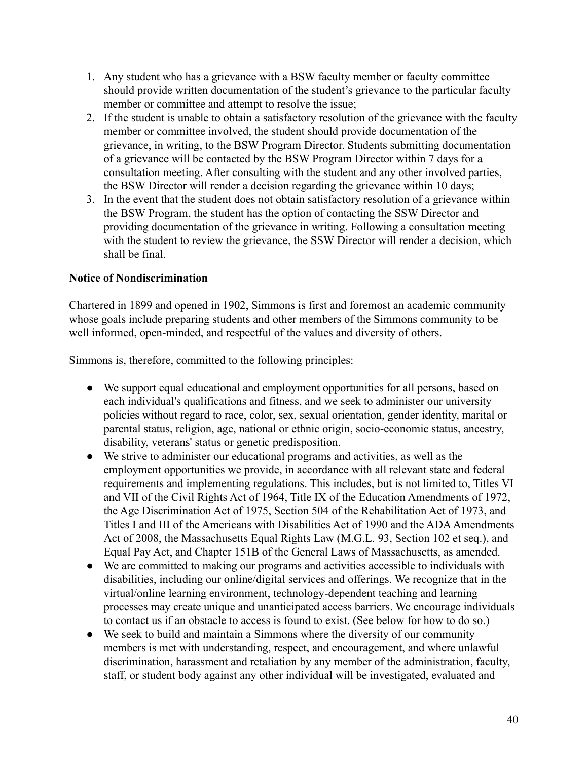1. Any student who has a grievance with a BSW faculty member or faculty committee should provide written documentation of the student's grievance to the particular faculty member or committee and attempt to resolve the issue;
2. If the student is unable to obtain a satisfactory resolution of the grievance with the faculty member or committee involved, the student should provide documentation of the grievance, in writing, to the BSW Program Director. Students submitting documentation of a grievance will be contacted by the BSW Program Director within 7 days for a consultation meeting. After consulting with the student and any other involved parties, the BSW Director will render a decision regarding the grievance within 10 days;
3. In the event that the student does not obtain satisfactory resolution of a grievance within the BSW Program, the student has the option of contacting the SSW Director and providing documentation of the grievance in writing. Following a consultation meeting with the student to review the grievance, the SSW Director will render a decision, which shall be final.

**Notice of Nondiscrimination**

Chartered in 1899 and opened in 1902, Simmons is first and foremost an academic community whose goals include preparing students and other members of the Simmons community to be well informed, open-minded, and respectful of the values and diversity of others.

Simmons is, therefore, committed to the following principles:

- We support equal educational and employment opportunities for all persons, based on each individual's qualifications and fitness, and we seek to administer our university policies without regard to race, color, sex, sexual orientation, gender identity, marital or parental status, religion, age, national or ethnic origin, socio-economic status, ancestry, disability, veterans' status or genetic predisposition.
- We strive to administer our educational programs and activities, as well as the employment opportunities we provide, in accordance with all relevant state and federal requirements and implementing regulations. This includes, but is not limited to, Titles VI and VII of the Civil Rights Act of 1964, Title IX of the Education Amendments of 1972, the Age Discrimination Act of 1975, Section 504 of the Rehabilitation Act of 1973, and Titles I and III of the Americans with Disabilities Act of 1990 and the ADA Amendments Act of 2008, the Massachusetts Equal Rights Law (M.G.L. 93, Section 102 et seq.), and Equal Pay Act, and Chapter 151B of the General Laws of Massachusetts, as amended.
- We are committed to making our programs and activities accessible to individuals with disabilities, including our online/digital services and offerings. We recognize that in the virtual/online learning environment, technology-dependent teaching and learning processes may create unique and unanticipated access barriers. We encourage individuals to contact us if an obstacle to access is found to exist. (See below for how to do so.)
- We seek to build and maintain a Simmons where the diversity of our community members is met with understanding, respect, and encouragement, and where unlawful discrimination, harassment and retaliation by any member of the administration, faculty, staff, or student body against any other individual will be investigated, evaluated and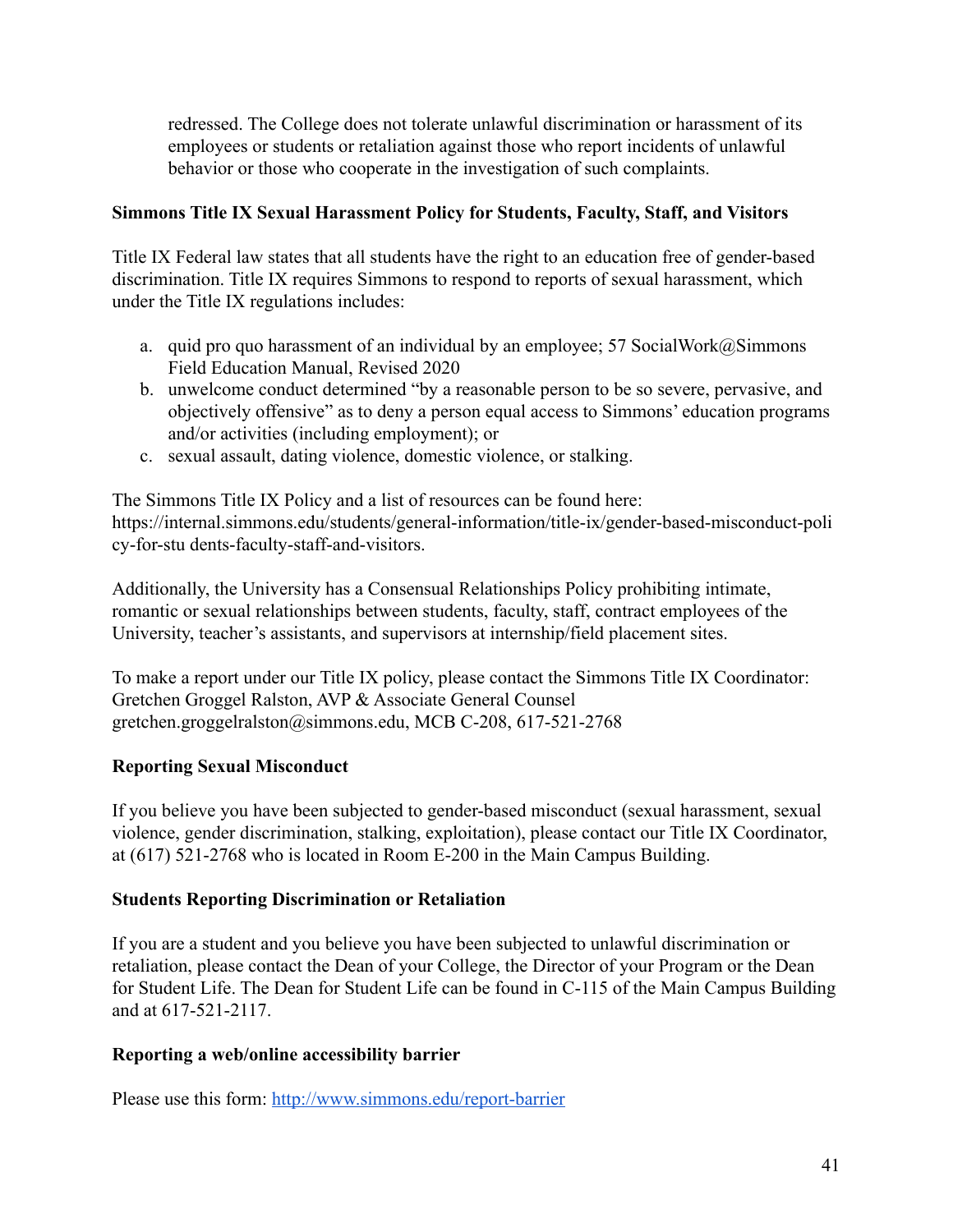redressed. The College does not tolerate unlawful discrimination or harassment of its employees or students or retaliation against those who report incidents of unlawful behavior or those who cooperate in the investigation of such complaints.

**Simmons Title IX Sexual Harassment Policy for Students, Faculty, Staff, and Visitors**

Title IX Federal law states that all students have the right to an education free of gender-based discrimination. Title IX requires Simmons to respond to reports of sexual harassment, which under the Title IX regulations includes:

a. quid pro quo harassment of an individual by an employee; 57 SocialWork@Simmons Field Education Manual, Revised 2020
b. unwelcome conduct determined "by a reasonable person to be so severe, pervasive, and objectively offensive" as to deny a person equal access to Simmons' education programs and/or activities (including employment); or
c. sexual assault, dating violence, domestic violence, or stalking.

The Simmons Title IX Policy and a list of resources can be found here: https://internal.simmons.edu/students/general-information/title-ix/gender-based-misconduct-policy-for-stu dents-faculty-staff-and-visitors.

Additionally, the University has a Consensual Relationships Policy prohibiting intimate, romantic or sexual relationships between students, faculty, staff, contract employees of the University, teacher's assistants, and supervisors at internship/field placement sites.

To make a report under our Title IX policy, please contact the Simmons Title IX Coordinator:
Gretchen Groggel Ralston, AVP & Associate General Counsel
gretchen.groggelralston@simmons.edu, MCB C-208, 617-521-2768

**Reporting Sexual Misconduct**

If you believe you have been subjected to gender-based misconduct (sexual harassment, sexual violence, gender discrimination, stalking, exploitation), please contact our Title IX Coordinator, at (617) 521-2768 who is located in Room E-200 in the Main Campus Building.

**Students Reporting Discrimination or Retaliation**

If you are a student and you believe you have been subjected to unlawful discrimination or retaliation, please contact the Dean of your College, the Director of your Program or the Dean for Student Life. The Dean for Student Life can be found in C-115 of the Main Campus Building and at 617-521-2117.

**Reporting a web/online accessibility barrier**

Please use this form: [http://www.simmons.edu/report-barrier](http://www.simmons.edu/report-barrier)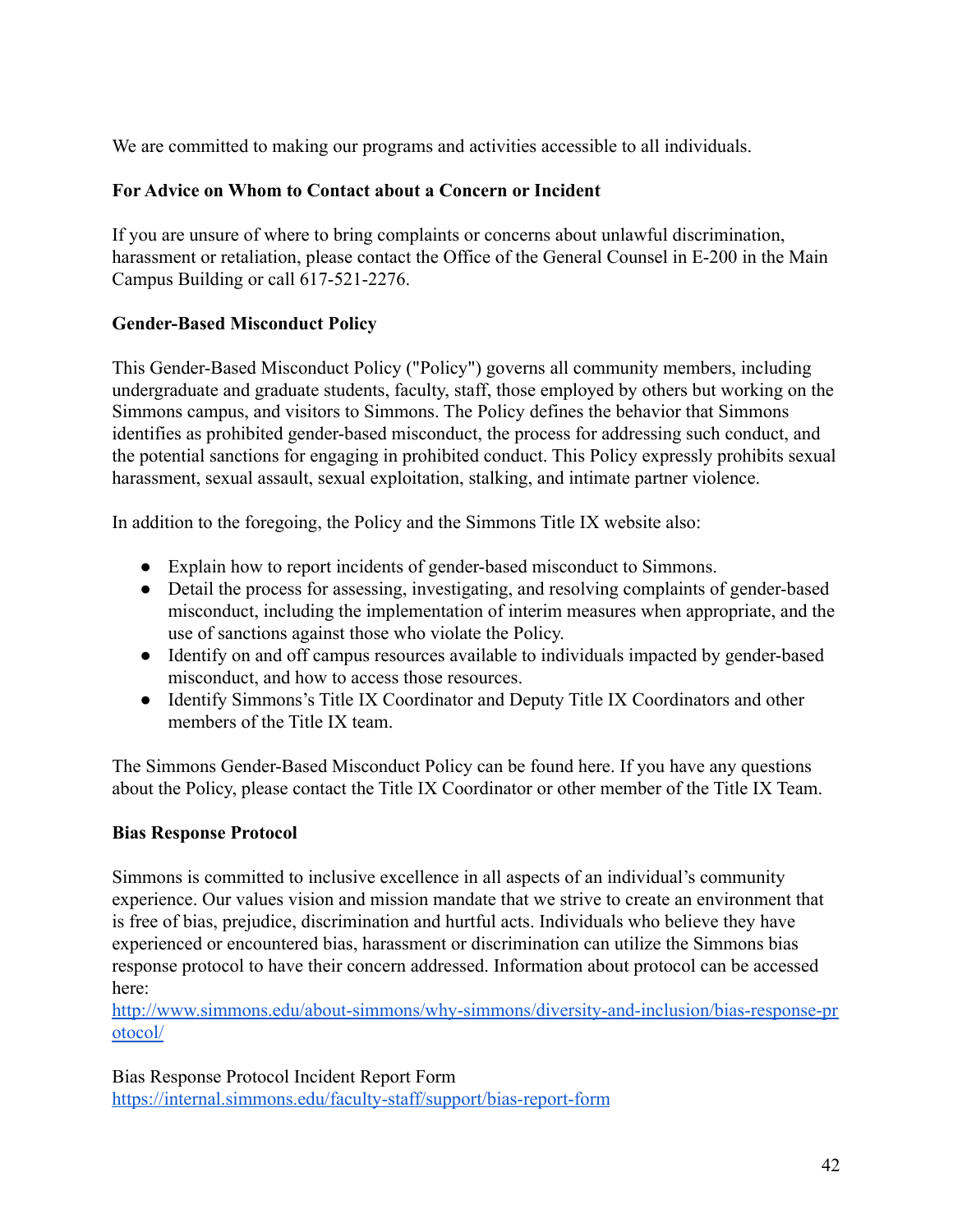We are committed to making our programs and activities accessible to all individuals.

**For Advice on Whom to Contact about a Concern or Incident**

If you are unsure of where to bring complaints or concerns about unlawful discrimination, harassment or retaliation, please contact the Office of the General Counsel in E-200 in the Main Campus Building or call 617-521-2276.

**Gender-Based Misconduct Policy**

This Gender-Based Misconduct Policy ("Policy") governs all community members, including undergraduate and graduate students, faculty, staff, those employed by others but working on the Simmons campus, and visitors to Simmons. The Policy defines the behavior that Simmons identifies as prohibited gender-based misconduct, the process for addressing such conduct, and the potential sanctions for engaging in prohibited conduct. This Policy expressly prohibits sexual harassment, sexual assault, sexual exploitation, stalking, and intimate partner violence.

In addition to the foregoing, the Policy and the Simmons Title IX website also:

- Explain how to report incidents of gender-based misconduct to Simmons.
- Detail the process for assessing, investigating, and resolving complaints of gender-based misconduct, including the implementation of interim measures when appropriate, and the use of sanctions against those who violate the Policy.
- Identify on and off campus resources available to individuals impacted by gender-based misconduct, and how to access those resources.
- Identify Simmons's Title IX Coordinator and Deputy Title IX Coordinators and other members of the Title IX team.

The Simmons Gender-Based Misconduct Policy can be found here. If you have any questions about the Policy, please contact the Title IX Coordinator or other member of the Title IX Team.

**Bias Response Protocol**

Simmons is committed to inclusive excellence in all aspects of an individual's community experience. Our values vision and mission mandate that we strive to create an environment that is free of bias, prejudice, discrimination and hurtful acts. Individuals who believe they have experienced or encountered bias, harassment or discrimination can utilize the Simmons bias response protocol to have their concern addressed. Information about protocol can be accessed here:
[http://www.simmons.edu/about-simmons/why-simmons/diversity-and-inclusion/bias-response-protocol/](http://www.simmons.edu/about-simmons/why-simmons/diversity-and-inclusion/bias-response-protocol/)

Bias Response Protocol Incident Report Form
[https://internal.simmons.edu/faculty-staff/support/bias-report-form](https://internal.simmons.edu/faculty-staff/support/bias-report-form)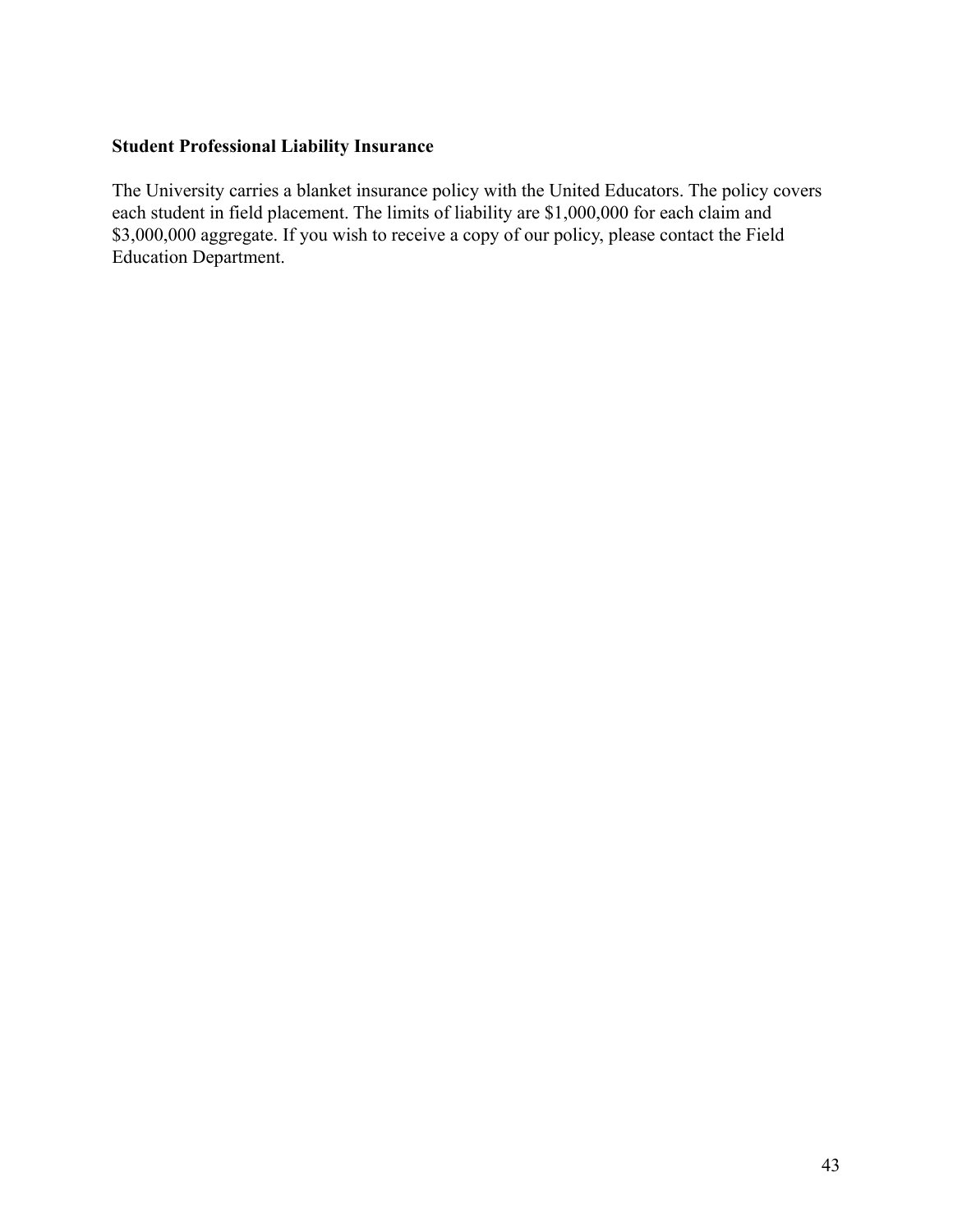**Student Professional Liability Insurance**

The University carries a blanket insurance policy with the United Educators. The policy covers each student in field placement. The limits of liability are $1,000,000 for each claim and $3,000,000 aggregate. If you wish to receive a copy of our policy, please contact the Field Education Department.